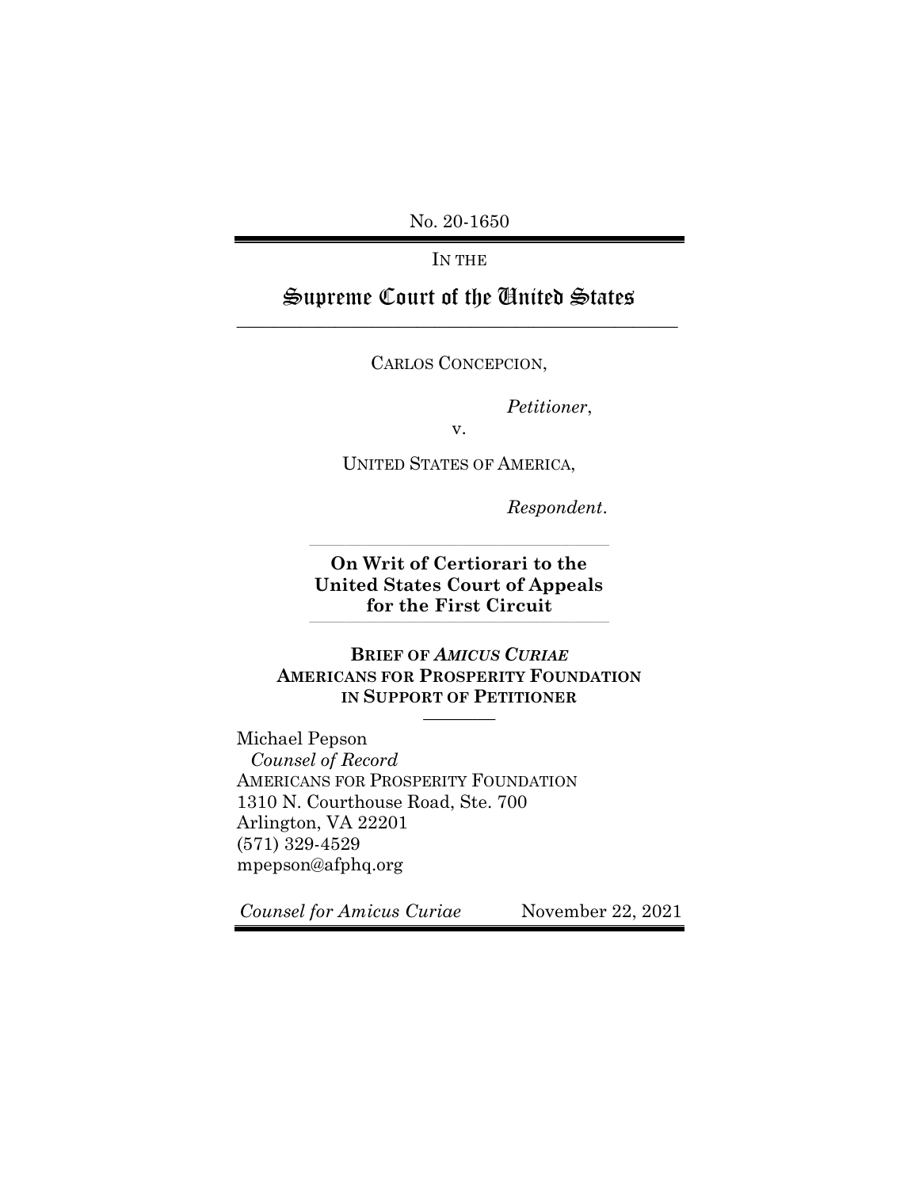No. 20-1650

IN THE

# Supreme Court of the United States

CARLOS CONCEPCION,

*Petitioner*,

v.

UNITED STATES OF AMERICA,

*Respondent*.

**On Writ of Certiorari to the United States Court of Appeals for the First Circuit**

**BRIEF OF *AMICUS CURIAE* AMERICANS FOR PROSPERITY FOUNDATION IN SUPPORT OF PETITIONER**

Michael Pepson
*Counsel of Record*
AMERICANS FOR PROSPERITY FOUNDATION
1310 N. Courthouse Road, Ste. 700
Arlington, VA 22201
(571) 329-4529
mpepson@afphq.org

*Counsel for Amicus Curiae* November 22, 2021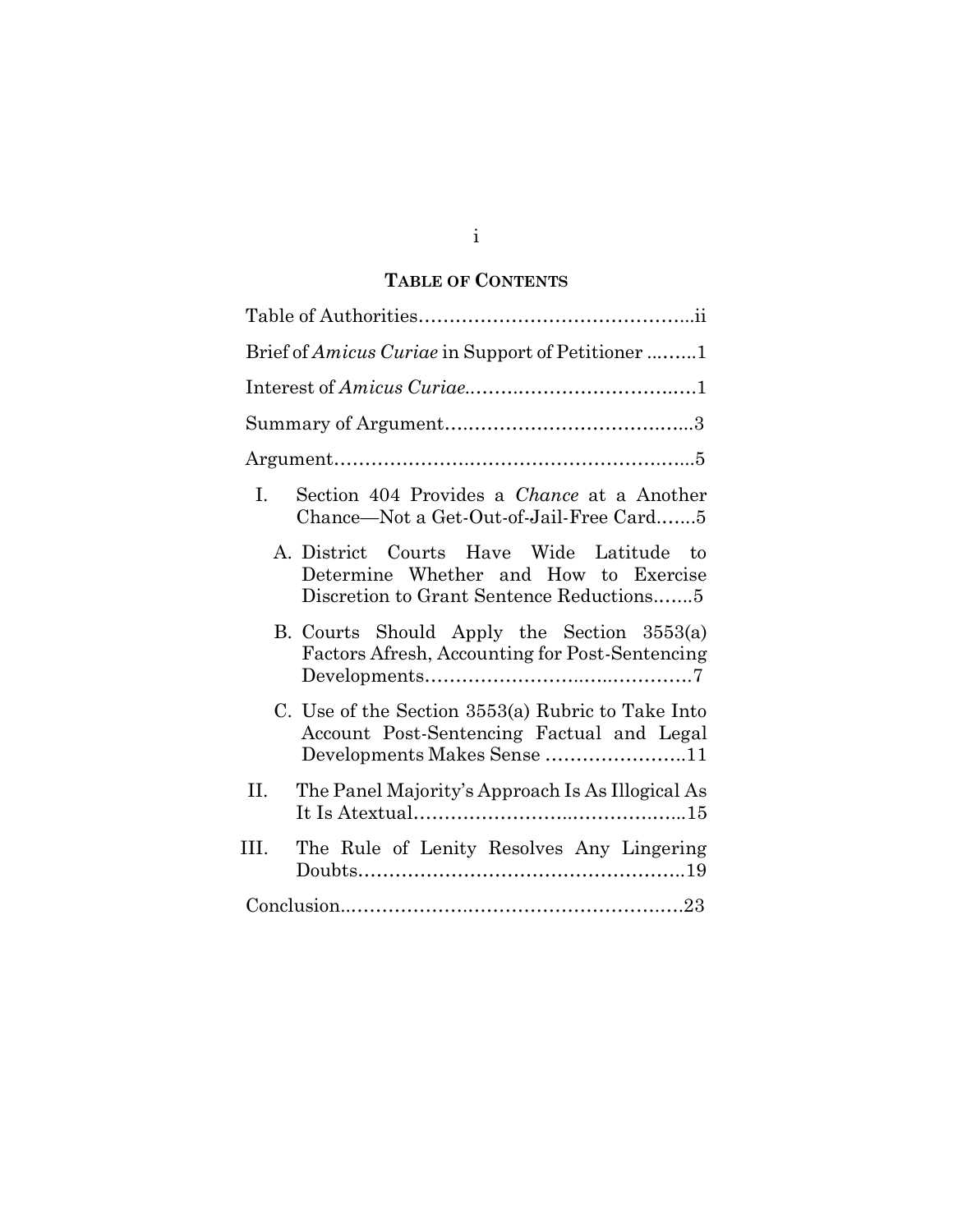## TABLE OF CONTENTS

Table of Authorities……………………………………..ii

Brief of *Amicus Curiae* in Support of Petitioner ...…...1

Interest of *Amicus Curiae*.…………………………….…1

Summary of Argument….…………………………….....3

Argument…………………….……………………….…..5

- I. Section 404 Provides a *Chance* at a Another Chance—Not a Get-Out-of-Jail-Free Card….…5
  - A. District Courts Have Wide Latitude to Determine Whether and How to Exercise Discretion to Grant Sentence Reductions….…5
  - B. Courts Should Apply the Section 3553(a) Factors Afresh, Accounting for Post-Sentencing Developments……………………..…..………….7
  - C. Use of the Section 3553(a) Rubric to Take Into Account Post-Sentencing Factual and Legal Developments Makes Sense …………………..11
- II. The Panel Majority's Approach Is As Illogical As It Is Atextual……………………..……………..…...15
- III. The Rule of Lenity Resolves Any Lingering Doubts……………………………………………..19

Conclusion..……………….………………………….…23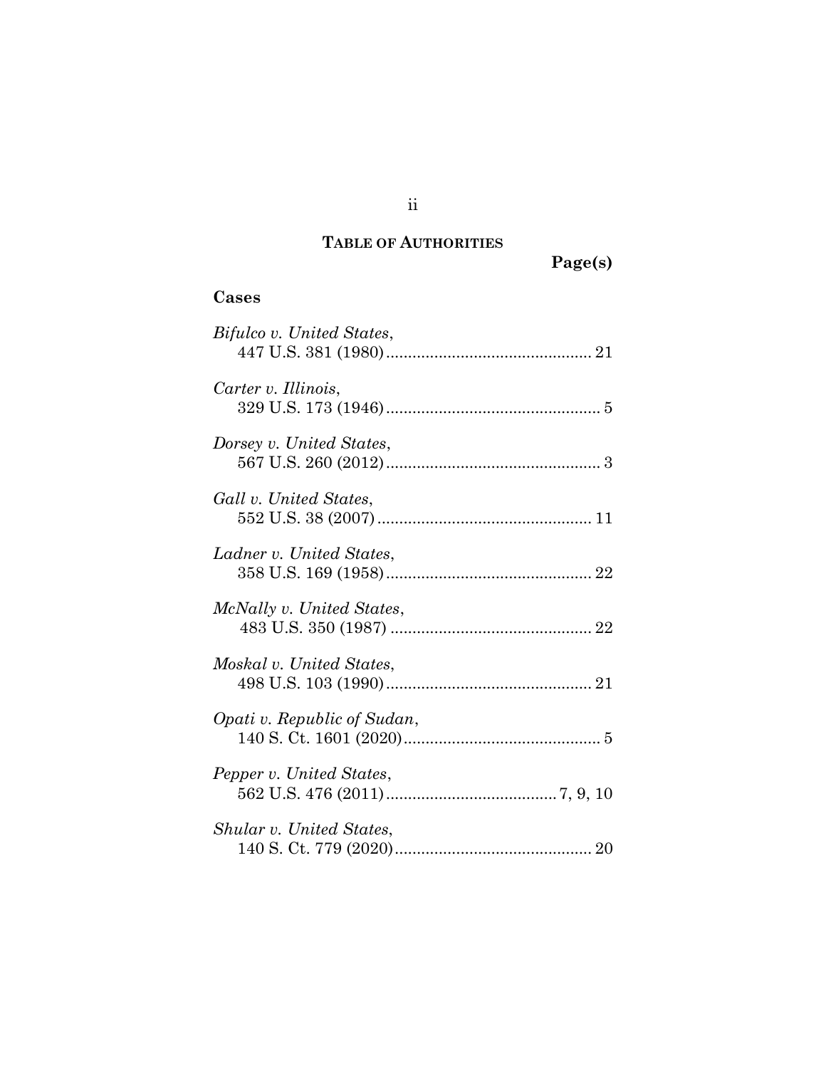## TABLE OF AUTHORITIES

**Page(s)**

### Cases

*Bifulco v. United States*,
447 U.S. 381 (1980) ............................................. 21

*Carter v. Illinois*,
329 U.S. 173 (1946) ............................................... 5

*Dorsey v. United States*,
567 U.S. 260 (2012) ............................................... 3

*Gall v. United States*,
552 U.S. 38 (2007) ............................................... 11

*Ladner v. United States*,
358 U.S. 169 (1958) ............................................. 22

*McNally v. United States*,
483 U.S. 350 (1987) ............................................. 22

*Moskal v. United States*,
498 U.S. 103 (1990) ............................................. 21

*Opati v. Republic of Sudan*,
140 S. Ct. 1601 (2020) ........................................... 5

*Pepper v. United States*,
562 U.S. 476 (2011) ....................................... 7, 9, 10

*Shular v. United States*,
140 S. Ct. 779 (2020) ........................................... 20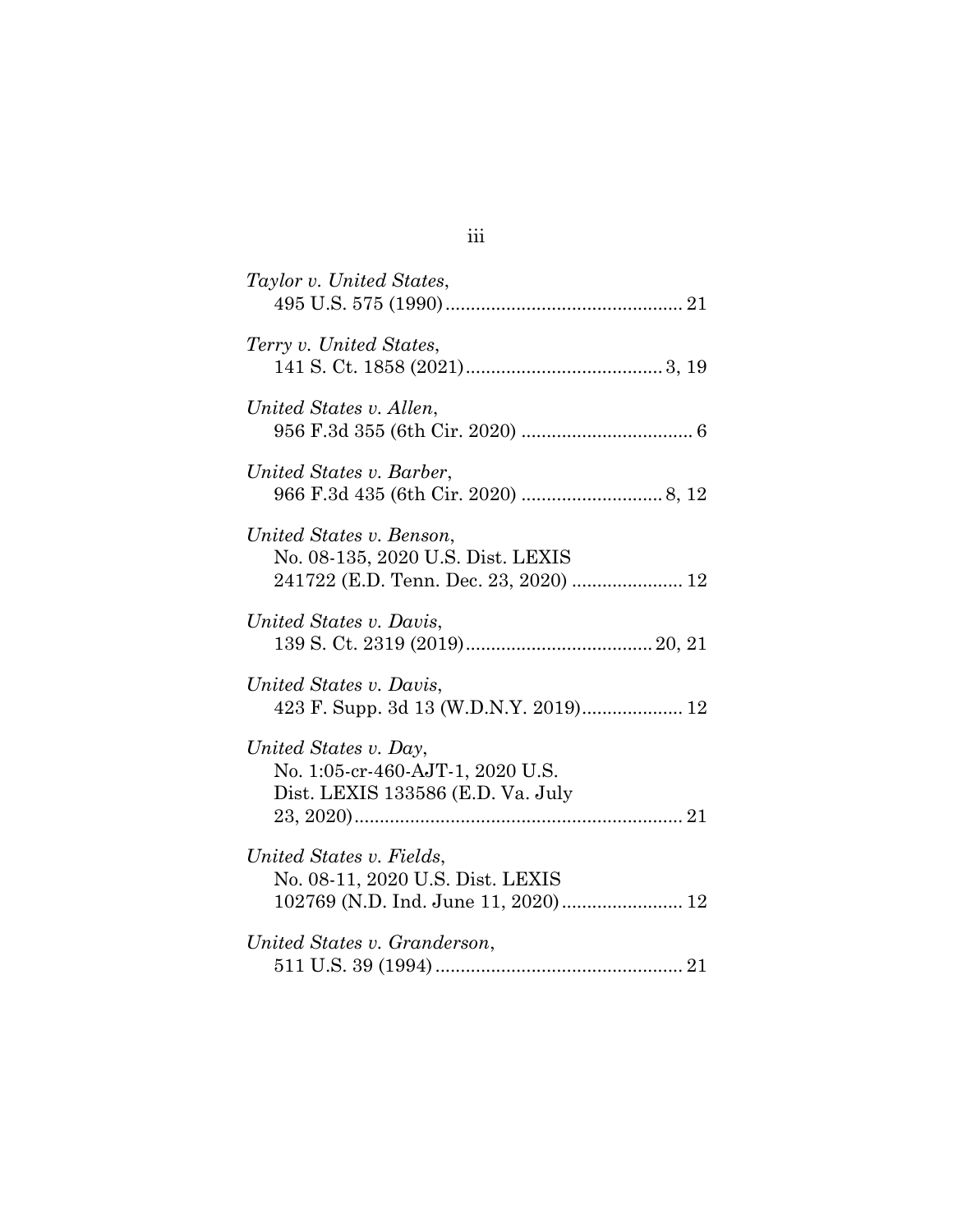*Taylor v. United States*,
495 U.S. 575 (1990) ............................................... 21

*Terry v. United States*,
141 S. Ct. 1858 (2021) ....................................... 3, 19

*United States v. Allen*,
956 F.3d 355 (6th Cir. 2020) .................................. 6

*United States v. Barber*,
966 F.3d 435 (6th Cir. 2020) ............................ 8, 12

*United States v. Benson*,
No. 08-135, 2020 U.S. Dist. LEXIS
241722 (E.D. Tenn. Dec. 23, 2020) ...................... 12

*United States v. Davis*,
139 S. Ct. 2319 (2019) ..................................... 20, 21

*United States v. Davis*,
423 F. Supp. 3d 13 (W.D.N.Y. 2019) .................... 12

*United States v. Day*,
No. 1:05-cr-460-AJT-1, 2020 U.S.
Dist. LEXIS 133586 (E.D. Va. July
23, 2020) ................................................................ 21

*United States v. Fields*,
No. 08-11, 2020 U.S. Dist. LEXIS
102769 (N.D. Ind. June 11, 2020) ........................ 12

*United States v. Granderson*,
511 U.S. 39 (1994) ................................................. 21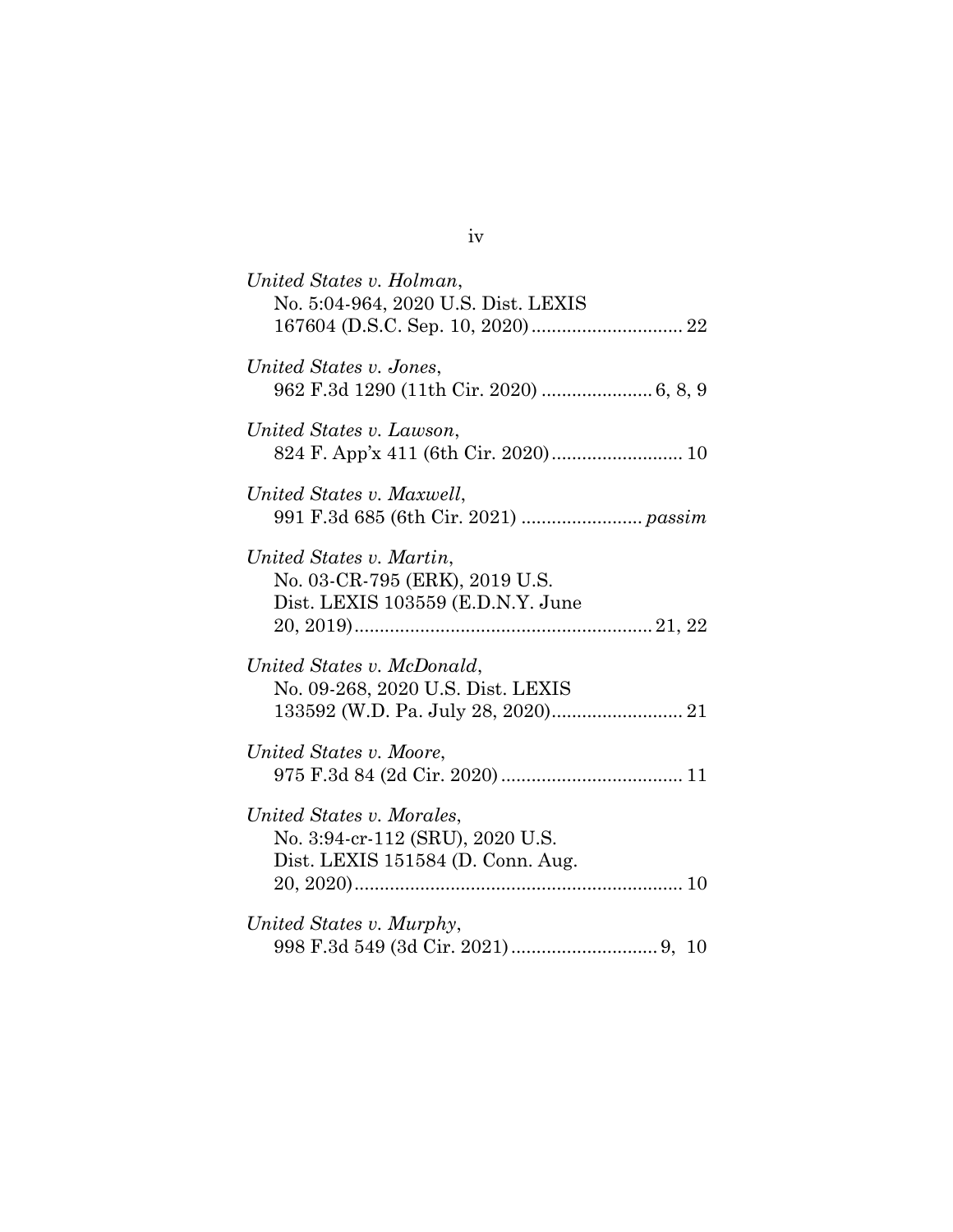*United States v. Holman*,
No. 5:04-964, 2020 U.S. Dist. LEXIS
167604 (D.S.C. Sep. 10, 2020) ............................. 22

*United States v. Jones*,
962 F.3d 1290 (11th Cir. 2020) ...................... 6, 8, 9

*United States v. Lawson*,
824 F. App'x 411 (6th Cir. 2020) .......................... 10

*United States v. Maxwell*,
991 F.3d 685 (6th Cir. 2021) ........................ *passim*

*United States v. Martin*,
No. 03-CR-795 (ERK), 2019 U.S.
Dist. LEXIS 103559 (E.D.N.Y. June
20, 2019) .......................................................... 21, 22

*United States v. McDonald*,
No. 09-268, 2020 U.S. Dist. LEXIS
133592 (W.D. Pa. July 28, 2020) .......................... 21

*United States v. Moore*,
975 F.3d 84 (2d Cir. 2020) .................................... 11

*United States v. Morales*,
No. 3:94-cr-112 (SRU), 2020 U.S.
Dist. LEXIS 151584 (D. Conn. Aug.
20, 2020) ................................................................ 10

*United States v. Murphy*,
998 F.3d 549 (3d Cir. 2021) ............................. 9, 10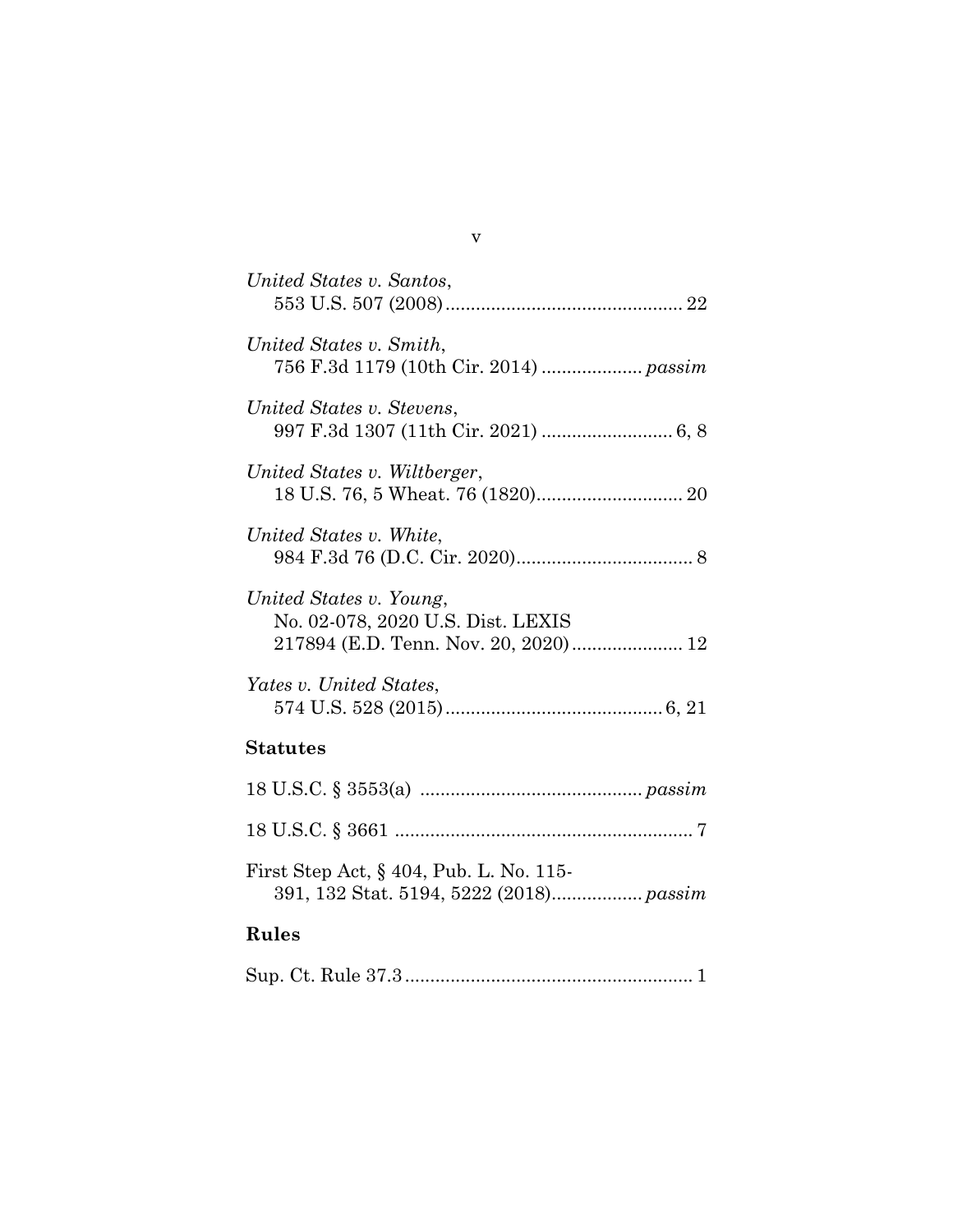*United States v. Santos*,
553 U.S. 507 (2008) .............................................. 22

*United States v. Smith*,
756 F.3d 1179 (10th Cir. 2014) ................... *passim*

*United States v. Stevens*,
997 F.3d 1307 (11th Cir. 2021) .......................... 6, 8

*United States v. Wiltberger*,
18 U.S. 76, 5 Wheat. 76 (1820)............................. 20

*United States v. White*,
984 F.3d 76 (D.C. Cir. 2020)................................... 8

*United States v. Young*,
No. 02-078, 2020 U.S. Dist. LEXIS
217894 (E.D. Tenn. Nov. 20, 2020)...................... 12

*Yates v. United States*,
574 U.S. 528 (2015)........................................... 6, 21

## Statutes

18 U.S.C. § 3553(a) ........................................... *passim*

18 U.S.C. § 3661 ........................................................... 7

First Step Act, § 404, Pub. L. No. 115-
391, 132 Stat. 5194, 5222 (2018).................. *passim*

## Rules

Sup. Ct. Rule 37.3 ......................................................... 1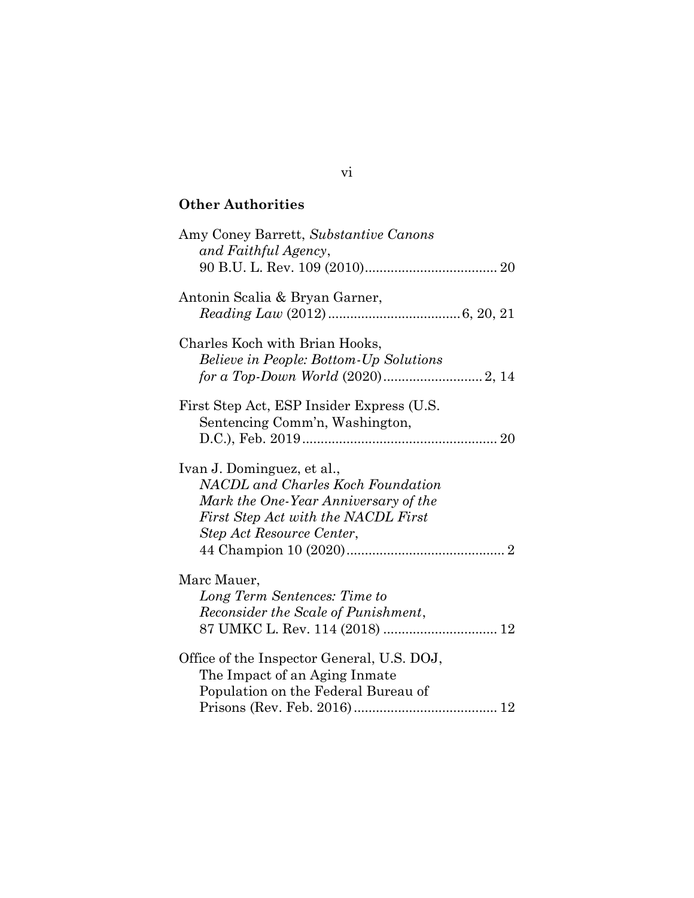**Other Authorities**

Amy Coney Barrett, *Substantive Canons and Faithful Agency*, 90 B.U. L. Rev. 109 (2010) .................................... 20

Antonin Scalia & Bryan Garner, *Reading Law* (2012) .................................... 6, 20, 21

Charles Koch with Brian Hooks, *Believe in People: Bottom-Up Solutions for a Top-Down World* (2020) .......................... 2, 14

First Step Act, ESP Insider Express (U.S. Sentencing Comm'n, Washington, D.C.), Feb. 2019 .................................................... 20

Ivan J. Dominguez, et al., *NACDL and Charles Koch Foundation Mark the One-Year Anniversary of the First Step Act with the NACDL First Step Act Resource Center*, 44 Champion 10 (2020) .......................................... 2

Marc Mauer, *Long Term Sentences: Time to Reconsider the Scale of Punishment*, 87 UMKC L. Rev. 114 (2018) .............................. 12

Office of the Inspector General, U.S. DOJ, The Impact of an Aging Inmate Population on the Federal Bureau of Prisons (Rev. Feb. 2016) ...................................... 12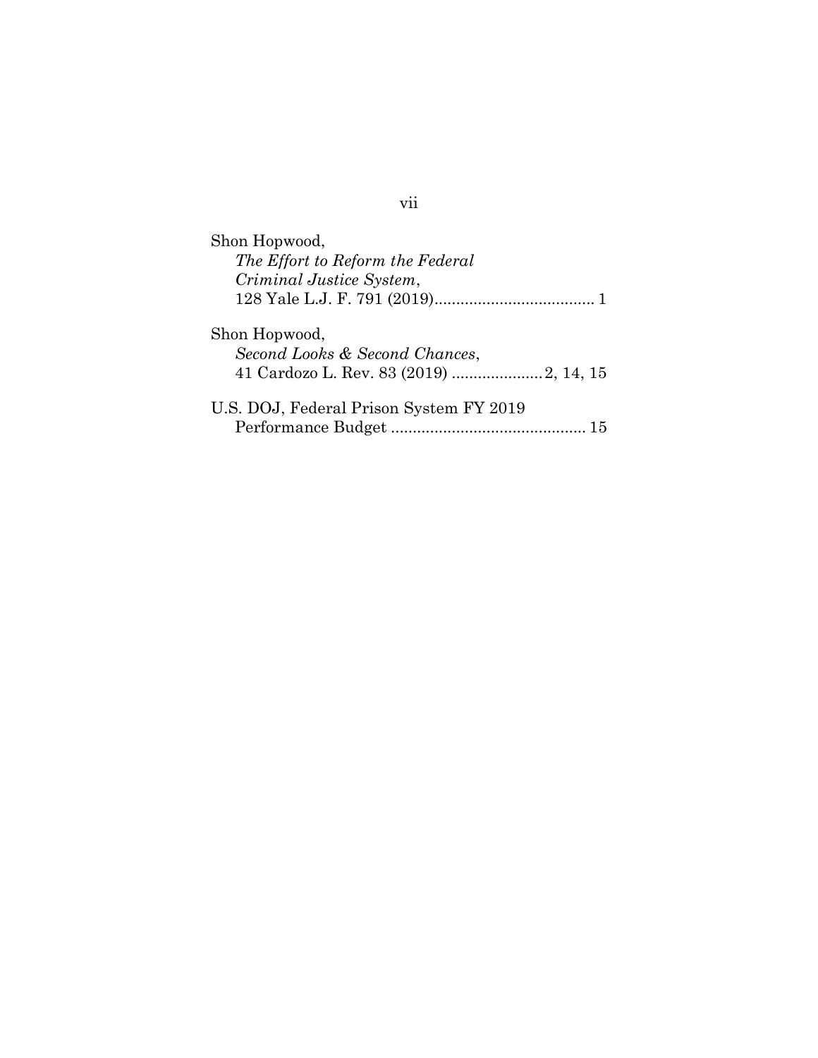Shon Hopwood,
*The Effort to Reform the Federal Criminal Justice System*,
128 Yale L.J. F. 791 (2019)..................................... 1

Shon Hopwood,
*Second Looks & Second Chances*,
41 Cardozo L. Rev. 83 (2019) .....................2, 14, 15

U.S. DOJ, Federal Prison System FY 2019
Performance Budget ............................................. 15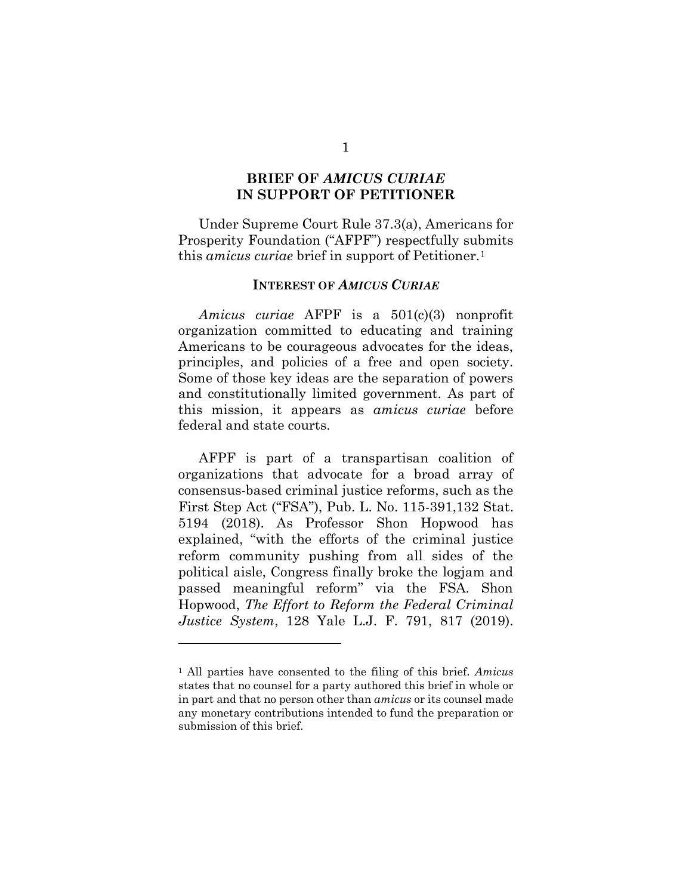## BRIEF OF *AMICUS CURIAE* IN SUPPORT OF PETITIONER

Under Supreme Court Rule 37.3(a), Americans for Prosperity Foundation ("AFPF") respectfully submits this *amicus curiae* brief in support of Petitioner.[1]

### INTEREST OF *AMICUS CURIAE*

*Amicus curiae* AFPF is a 501(c)(3) nonprofit organization committed to educating and training Americans to be courageous advocates for the ideas, principles, and policies of a free and open society. Some of those key ideas are the separation of powers and constitutionally limited government. As part of this mission, it appears as *amicus curiae* before federal and state courts.

AFPF is part of a transpartisan coalition of organizations that advocate for a broad array of consensus-based criminal justice reforms, such as the First Step Act ("FSA"), Pub. L. No. 115-391,132 Stat. 5194 (2018). As Professor Shon Hopwood has explained, "with the efforts of the criminal justice reform community pushing from all sides of the political aisle, Congress finally broke the logjam and passed meaningful reform" via the FSA. Shon Hopwood, *The Effort to Reform the Federal Criminal Justice System*, 128 Yale L.J. F. 791, 817 (2019).

---

[1] All parties have consented to the filing of this brief. *Amicus* states that no counsel for a party authored this brief in whole or in part and that no person other than *amicus* or its counsel made any monetary contributions intended to fund the preparation or submission of this brief.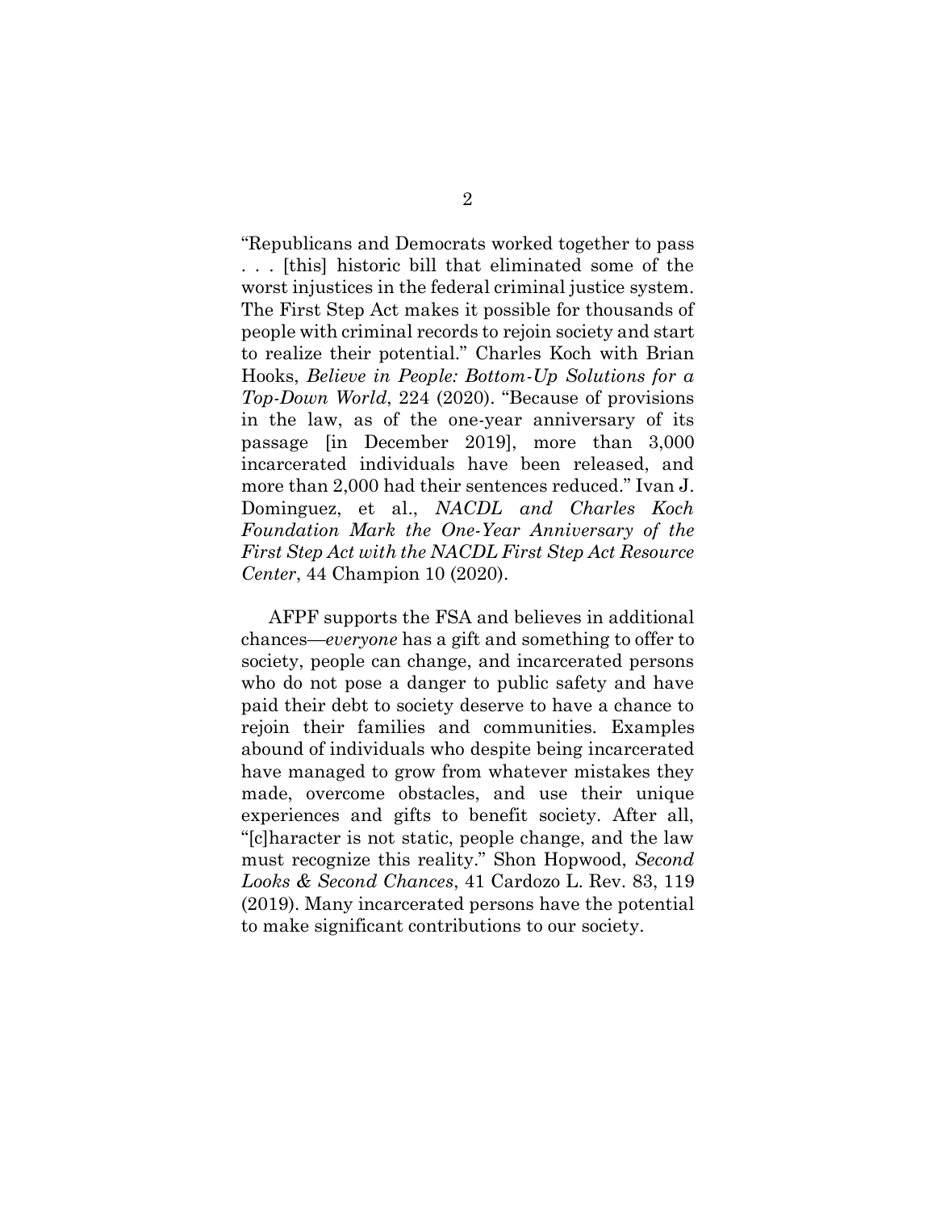"Republicans and Democrats worked together to pass . . . [this] historic bill that eliminated some of the worst injustices in the federal criminal justice system. The First Step Act makes it possible for thousands of people with criminal records to rejoin society and start to realize their potential." Charles Koch with Brian Hooks, *Believe in People: Bottom-Up Solutions for a Top-Down World*, 224 (2020). "Because of provisions in the law, as of the one-year anniversary of its passage [in December 2019], more than 3,000 incarcerated individuals have been released, and more than 2,000 had their sentences reduced." Ivan J. Dominguez, et al., *NACDL and Charles Koch Foundation Mark the One-Year Anniversary of the First Step Act with the NACDL First Step Act Resource Center*, 44 Champion 10 (2020).

AFPF supports the FSA and believes in additional chances—*everyone* has a gift and something to offer to society, people can change, and incarcerated persons who do not pose a danger to public safety and have paid their debt to society deserve to have a chance to rejoin their families and communities. Examples abound of individuals who despite being incarcerated have managed to grow from whatever mistakes they made, overcome obstacles, and use their unique experiences and gifts to benefit society. After all, "[c]haracter is not static, people change, and the law must recognize this reality." Shon Hopwood, *Second Looks & Second Chances*, 41 Cardozo L. Rev. 83, 119 (2019). Many incarcerated persons have the potential to make significant contributions to our society.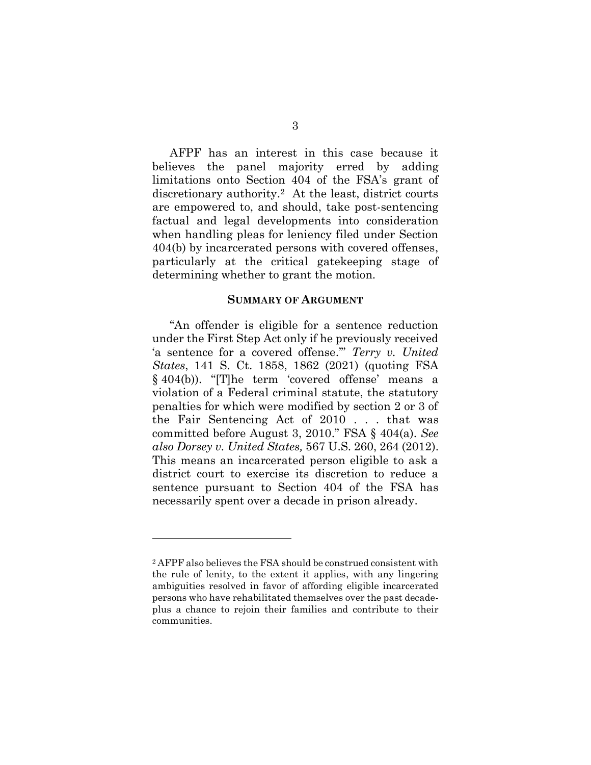AFPF has an interest in this case because it believes the panel majority erred by adding limitations onto Section 404 of the FSA's grant of discretionary authority.[2] At the least, district courts are empowered to, and should, take post-sentencing factual and legal developments into consideration when handling pleas for leniency filed under Section 404(b) by incarcerated persons with covered offenses, particularly at the critical gatekeeping stage of determining whether to grant the motion.

## SUMMARY OF ARGUMENT

"An offender is eligible for a sentence reduction under the First Step Act only if he previously received 'a sentence for a covered offense.'" *Terry v. United States*, 141 S. Ct. 1858, 1862 (2021) (quoting FSA § 404(b)). "[T]he term 'covered offense' means a violation of a Federal criminal statute, the statutory penalties for which were modified by section 2 or 3 of the Fair Sentencing Act of 2010 . . . that was committed before August 3, 2010." FSA § 404(a). *See also Dorsey v. United States,* 567 U.S. 260, 264 (2012). This means an incarcerated person eligible to ask a district court to exercise its discretion to reduce a sentence pursuant to Section 404 of the FSA has necessarily spent over a decade in prison already.

---

[2] AFPF also believes the FSA should be construed consistent with the rule of lenity, to the extent it applies, with any lingering ambiguities resolved in favor of affording eligible incarcerated persons who have rehabilitated themselves over the past decade-plus a chance to rejoin their families and contribute to their communities.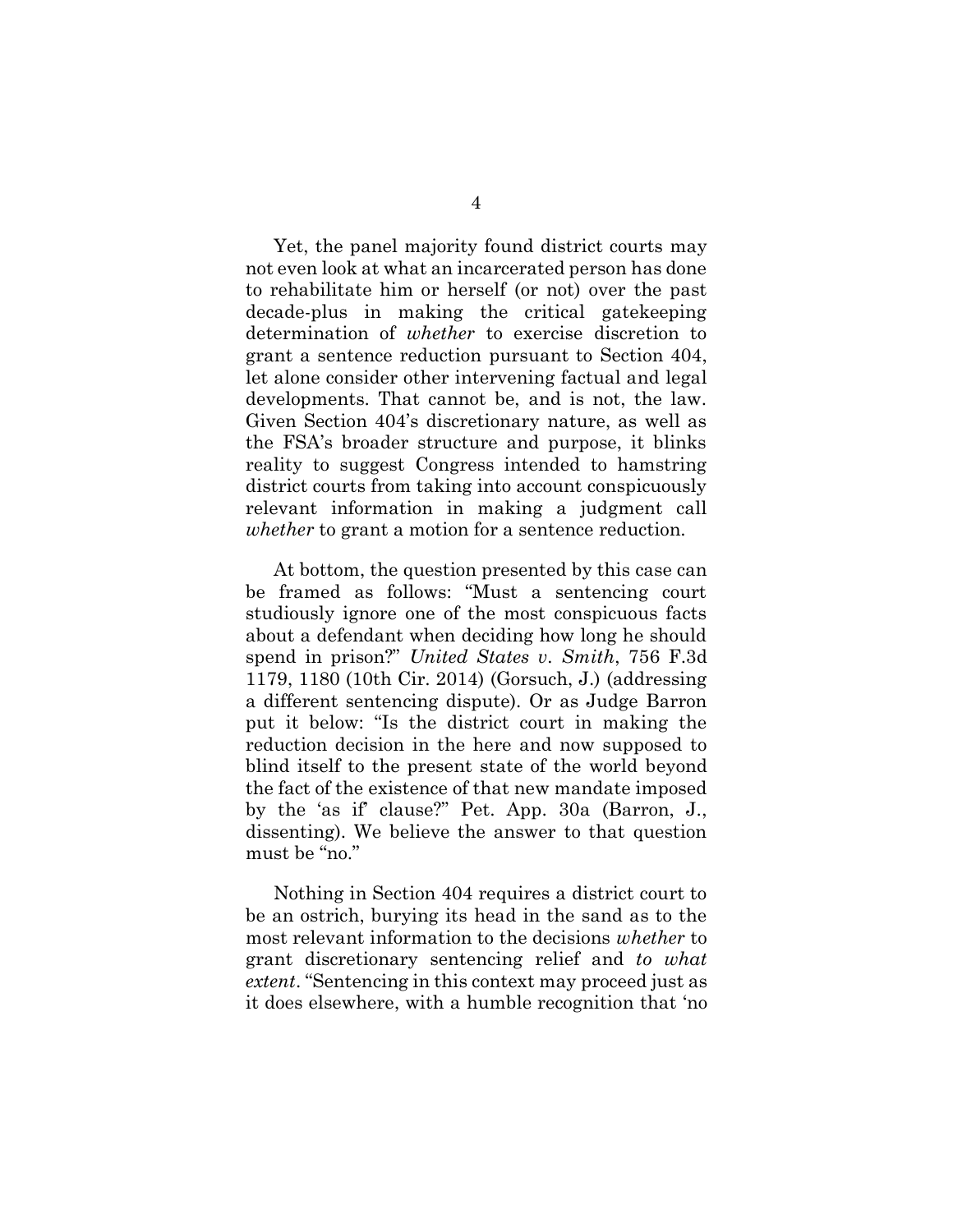Yet, the panel majority found district courts may not even look at what an incarcerated person has done to rehabilitate him or herself (or not) over the past decade-plus in making the critical gatekeeping determination of *whether* to exercise discretion to grant a sentence reduction pursuant to Section 404, let alone consider other intervening factual and legal developments. That cannot be, and is not, the law. Given Section 404's discretionary nature, as well as the FSA's broader structure and purpose, it blinks reality to suggest Congress intended to hamstring district courts from taking into account conspicuously relevant information in making a judgment call *whether* to grant a motion for a sentence reduction.

At bottom, the question presented by this case can be framed as follows: "Must a sentencing court studiously ignore one of the most conspicuous facts about a defendant when deciding how long he should spend in prison?" *United States v. Smith*, 756 F.3d 1179, 1180 (10th Cir. 2014) (Gorsuch, J.) (addressing a different sentencing dispute). Or as Judge Barron put it below: "Is the district court in making the reduction decision in the here and now supposed to blind itself to the present state of the world beyond the fact of the existence of that new mandate imposed by the 'as if' clause?" Pet. App. 30a (Barron, J., dissenting). We believe the answer to that question must be "no."

Nothing in Section 404 requires a district court to be an ostrich, burying its head in the sand as to the most relevant information to the decisions *whether* to grant discretionary sentencing relief and *to what extent*. "Sentencing in this context may proceed just as it does elsewhere, with a humble recognition that 'no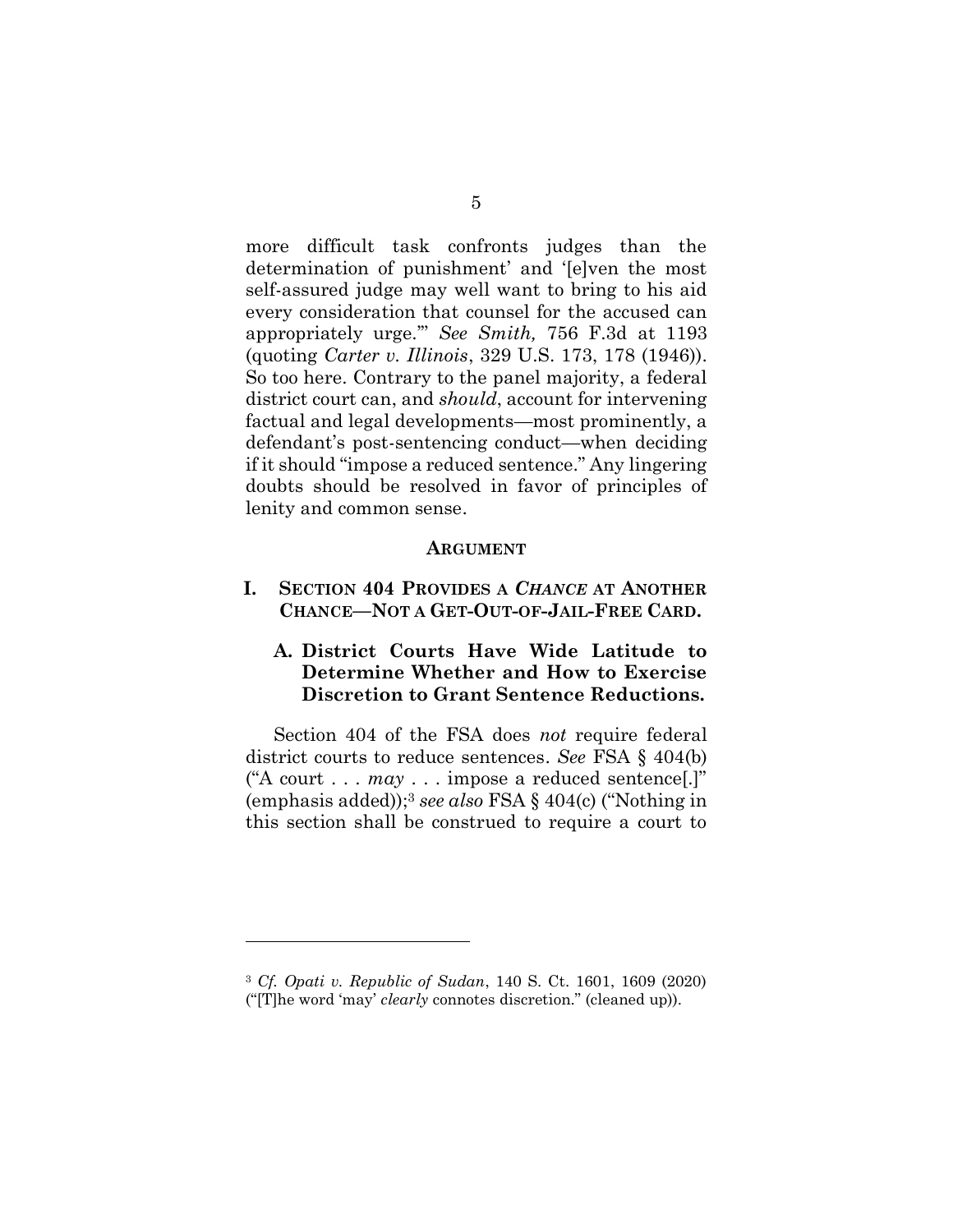more difficult task confronts judges than the determination of punishment' and '[e]ven the most self-assured judge may well want to bring to his aid every consideration that counsel for the accused can appropriately urge.'" *See Smith,* 756 F.3d at 1193 (quoting *Carter v. Illinois*, 329 U.S. 173, 178 (1946)). So too here. Contrary to the panel majority, a federal district court can, and *should*, account for intervening factual and legal developments—most prominently, a defendant's post-sentencing conduct—when deciding if it should "impose a reduced sentence." Any lingering doubts should be resolved in favor of principles of lenity and common sense.

## ARGUMENT

### I. SECTION 404 PROVIDES A *CHANCE* AT ANOTHER CHANCE—NOT A GET-OUT-OF-JAIL-FREE CARD.

#### A. District Courts Have Wide Latitude to Determine Whether and How to Exercise Discretion to Grant Sentence Reductions.

Section 404 of the FSA does *not* require federal district courts to reduce sentences. *See* FSA § 404(b) ("A court . . . *may* . . . impose a reduced sentence[.]" (emphasis added));[3] *see also* FSA § 404(c) ("Nothing in this section shall be construed to require a court to

---

[3] *Cf. Opati v. Republic of Sudan*, 140 S. Ct. 1601, 1609 (2020) ("[T]he word 'may' *clearly* connotes discretion." (cleaned up)).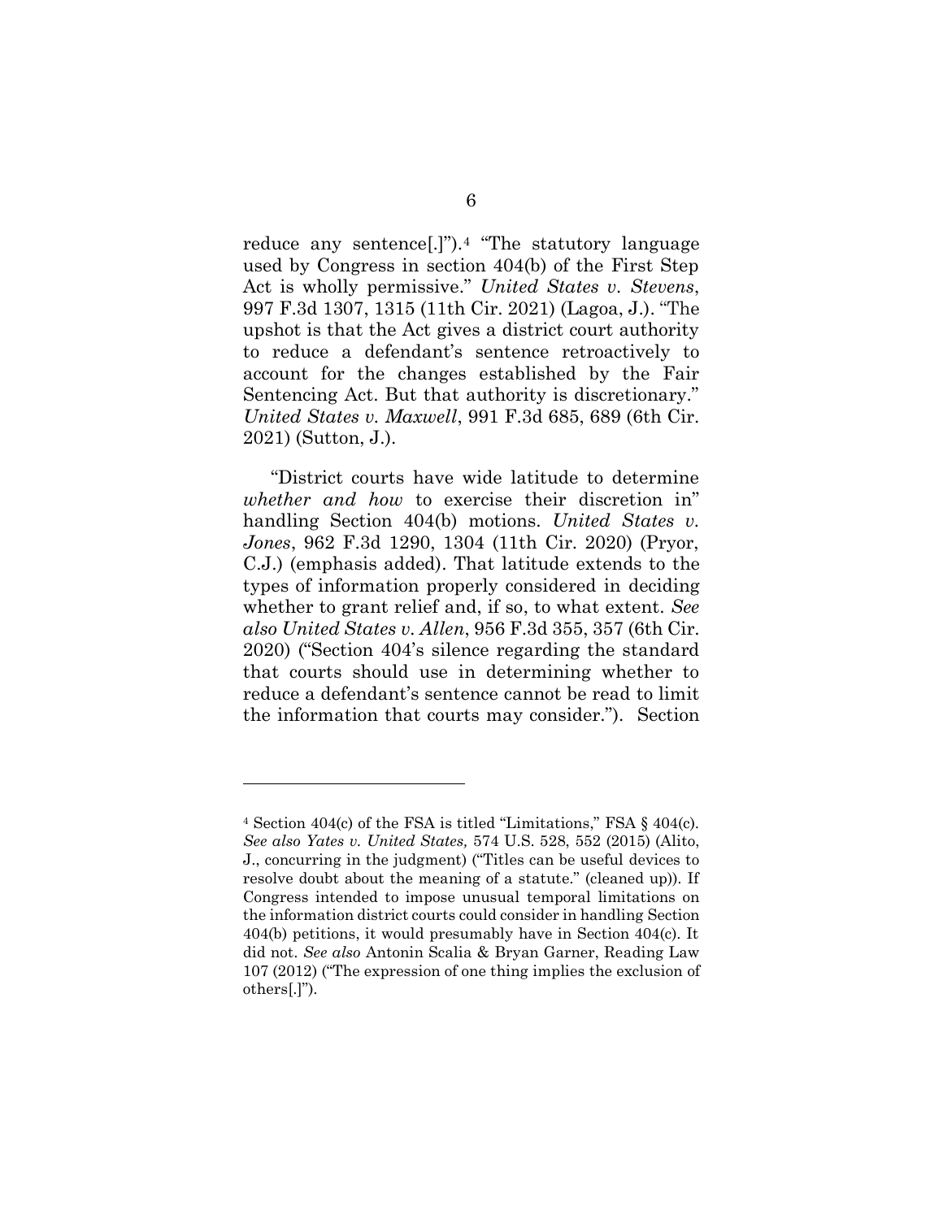reduce any sentence[.]").[4] "The statutory language used by Congress in section 404(b) of the First Step Act is wholly permissive." *United States v. Stevens*, 997 F.3d 1307, 1315 (11th Cir. 2021) (Lagoa, J.). "The upshot is that the Act gives a district court authority to reduce a defendant's sentence retroactively to account for the changes established by the Fair Sentencing Act. But that authority is discretionary." *United States v. Maxwell*, 991 F.3d 685, 689 (6th Cir. 2021) (Sutton, J.).

"District courts have wide latitude to determine *whether and how* to exercise their discretion in" handling Section 404(b) motions. *United States v. Jones*, 962 F.3d 1290, 1304 (11th Cir. 2020) (Pryor, C.J.) (emphasis added). That latitude extends to the types of information properly considered in deciding whether to grant relief and, if so, to what extent. *See also United States v. Allen*, 956 F.3d 355, 357 (6th Cir. 2020) ("Section 404's silence regarding the standard that courts should use in determining whether to reduce a defendant's sentence cannot be read to limit the information that courts may consider."). Section

---

[4] Section 404(c) of the FSA is titled "Limitations," FSA § 404(c). *See also Yates v. United States,* 574 U.S. 528, 552 (2015) (Alito, J., concurring in the judgment) ("Titles can be useful devices to resolve doubt about the meaning of a statute." (cleaned up)). If Congress intended to impose unusual temporal limitations on the information district courts could consider in handling Section 404(b) petitions, it would presumably have in Section 404(c). It did not. *See also* Antonin Scalia & Bryan Garner, Reading Law 107 (2012) ("The expression of one thing implies the exclusion of others[.]").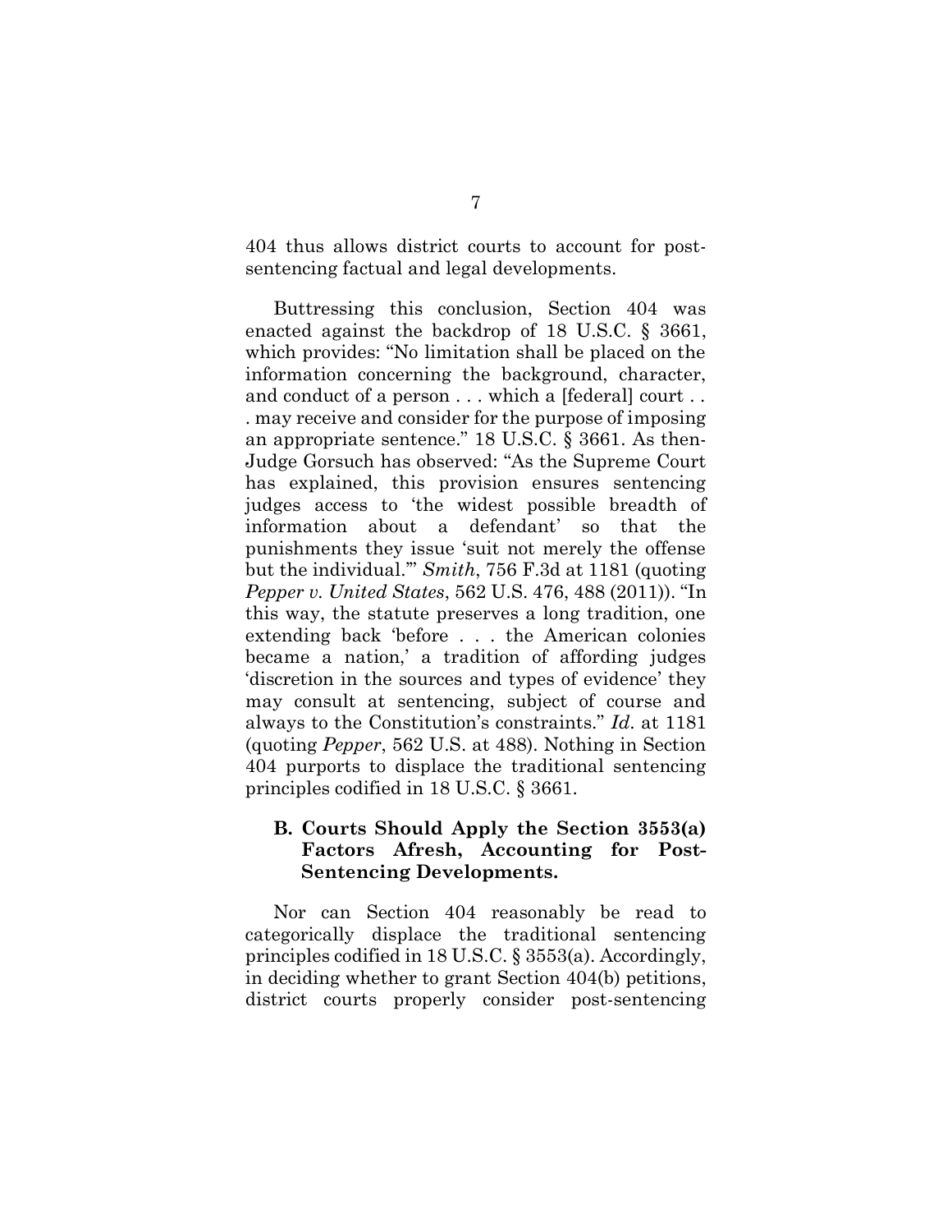404 thus allows district courts to account for post-sentencing factual and legal developments.

Buttressing this conclusion, Section 404 was enacted against the backdrop of 18 U.S.C. § 3661, which provides: "No limitation shall be placed on the information concerning the background, character, and conduct of a person . . . which a [federal] court . . . may receive and consider for the purpose of imposing an appropriate sentence." 18 U.S.C. § 3661. As then-Judge Gorsuch has observed: "As the Supreme Court has explained, this provision ensures sentencing judges access to 'the widest possible breadth of information about a defendant' so that the punishments they issue 'suit not merely the offense but the individual.'" *Smith*, 756 F.3d at 1181 (quoting *Pepper v. United States*, 562 U.S. 476, 488 (2011)). "In this way, the statute preserves a long tradition, one extending back 'before . . . the American colonies became a nation,' a tradition of affording judges 'discretion in the sources and types of evidence' they may consult at sentencing, subject of course and always to the Constitution's constraints." *Id.* at 1181 (quoting *Pepper*, 562 U.S. at 488). Nothing in Section 404 purports to displace the traditional sentencing principles codified in 18 U.S.C. § 3661.

### B. Courts Should Apply the Section 3553(a) Factors Afresh, Accounting for Post-Sentencing Developments.

Nor can Section 404 reasonably be read to categorically displace the traditional sentencing principles codified in 18 U.S.C. § 3553(a). Accordingly, in deciding whether to grant Section 404(b) petitions, district courts properly consider post-sentencing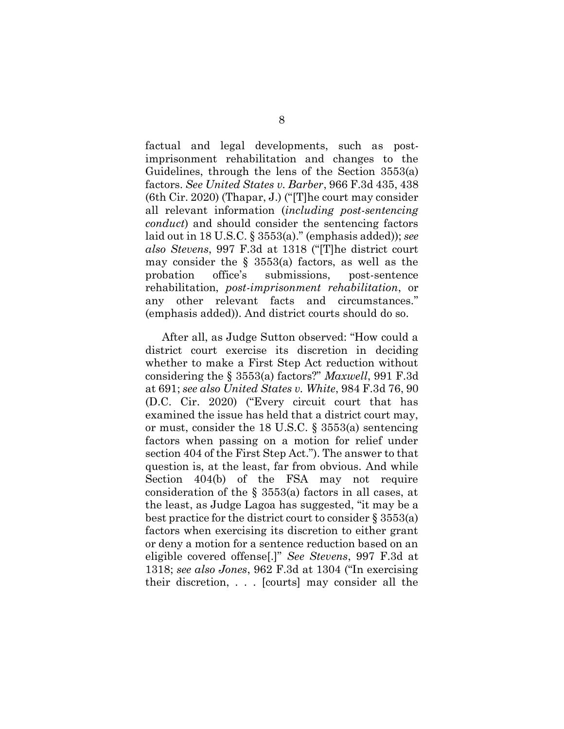factual and legal developments, such as post-imprisonment rehabilitation and changes to the Guidelines, through the lens of the Section 3553(a) factors. *See United States v. Barber*, 966 F.3d 435, 438 (6th Cir. 2020) (Thapar, J.) ("[T]he court may consider all relevant information (*including post-sentencing conduct*) and should consider the sentencing factors laid out in 18 U.S.C. § 3553(a)." (emphasis added)); *see also Stevens*, 997 F.3d at 1318 ("[T]he district court may consider the § 3553(a) factors, as well as the probation office's submissions, post-sentence rehabilitation, *post-imprisonment rehabilitation*, or any other relevant facts and circumstances." (emphasis added)). And district courts should do so.

After all, as Judge Sutton observed: "How could a district court exercise its discretion in deciding whether to make a First Step Act reduction without considering the § 3553(a) factors?" *Maxwell*, 991 F.3d at 691; *see also United States v. White*, 984 F.3d 76, 90 (D.C. Cir. 2020) ("Every circuit court that has examined the issue has held that a district court may, or must, consider the 18 U.S.C. § 3553(a) sentencing factors when passing on a motion for relief under section 404 of the First Step Act."). The answer to that question is, at the least, far from obvious. And while Section 404(b) of the FSA may not require consideration of the § 3553(a) factors in all cases, at the least, as Judge Lagoa has suggested, "it may be a best practice for the district court to consider § 3553(a) factors when exercising its discretion to either grant or deny a motion for a sentence reduction based on an eligible covered offense[.]" *See Stevens*, 997 F.3d at 1318; *see also Jones*, 962 F.3d at 1304 ("In exercising their discretion, . . . [courts] may consider all the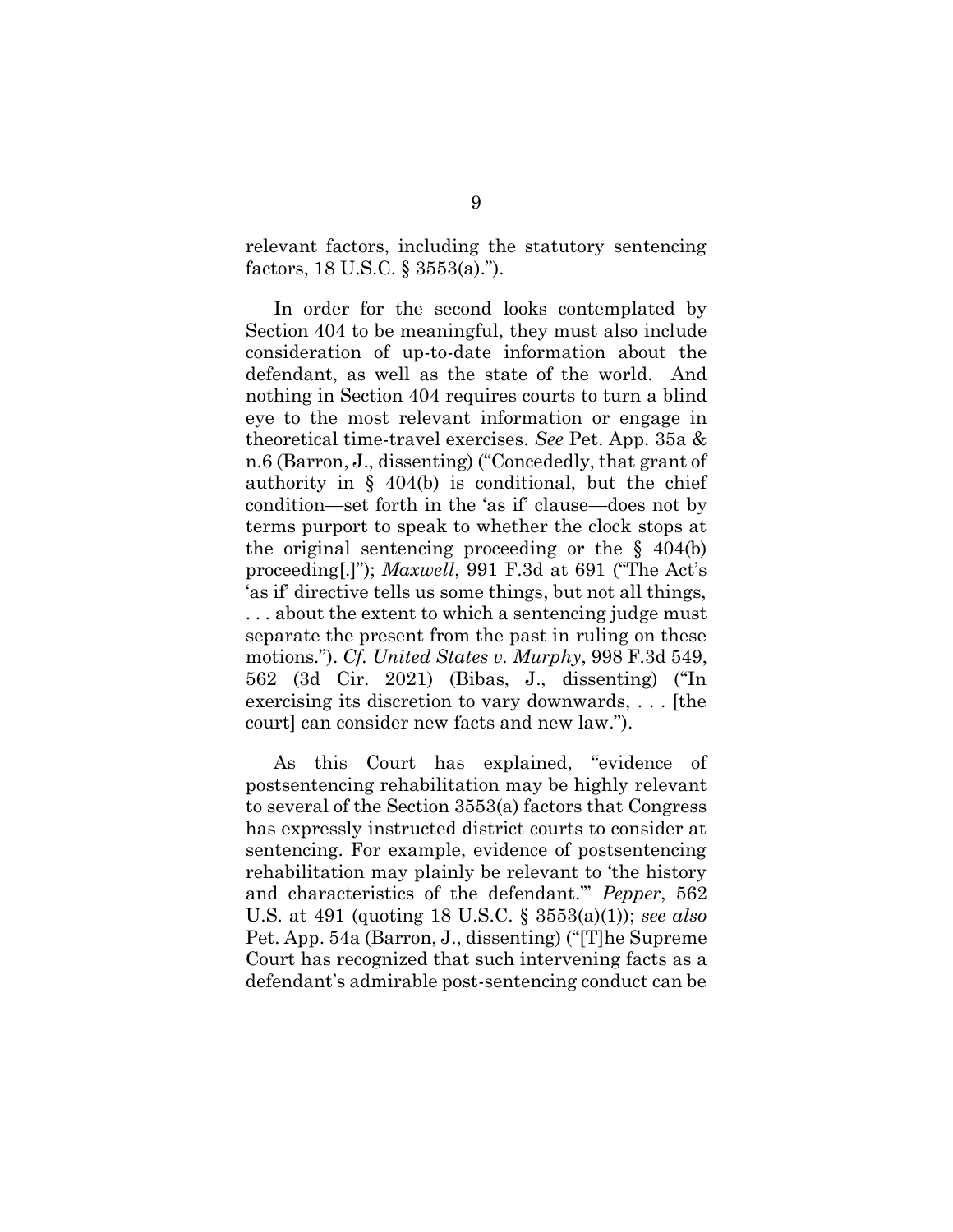relevant factors, including the statutory sentencing factors, 18 U.S.C. § 3553(a).").

In order for the second looks contemplated by Section 404 to be meaningful, they must also include consideration of up-to-date information about the defendant, as well as the state of the world. And nothing in Section 404 requires courts to turn a blind eye to the most relevant information or engage in theoretical time-travel exercises. *See* Pet. App. 35a & n.6 (Barron, J., dissenting) ("Concededly, that grant of authority in § 404(b) is conditional, but the chief condition—set forth in the 'as if' clause—does not by terms purport to speak to whether the clock stops at the original sentencing proceeding or the § 404(b) proceeding[.]"); *Maxwell*, 991 F.3d at 691 ("The Act's 'as if' directive tells us some things, but not all things, . . . about the extent to which a sentencing judge must separate the present from the past in ruling on these motions."). *Cf. United States v. Murphy*, 998 F.3d 549, 562 (3d Cir. 2021) (Bibas, J., dissenting) ("In exercising its discretion to vary downwards, . . . [the court] can consider new facts and new law.").

As this Court has explained, "evidence of postsentencing rehabilitation may be highly relevant to several of the Section 3553(a) factors that Congress has expressly instructed district courts to consider at sentencing. For example, evidence of postsentencing rehabilitation may plainly be relevant to 'the history and characteristics of the defendant.'" *Pepper*, 562 U.S. at 491 (quoting 18 U.S.C. § 3553(a)(1)); *see also* Pet. App. 54a (Barron, J., dissenting) ("[T]he Supreme Court has recognized that such intervening facts as a defendant's admirable post-sentencing conduct can be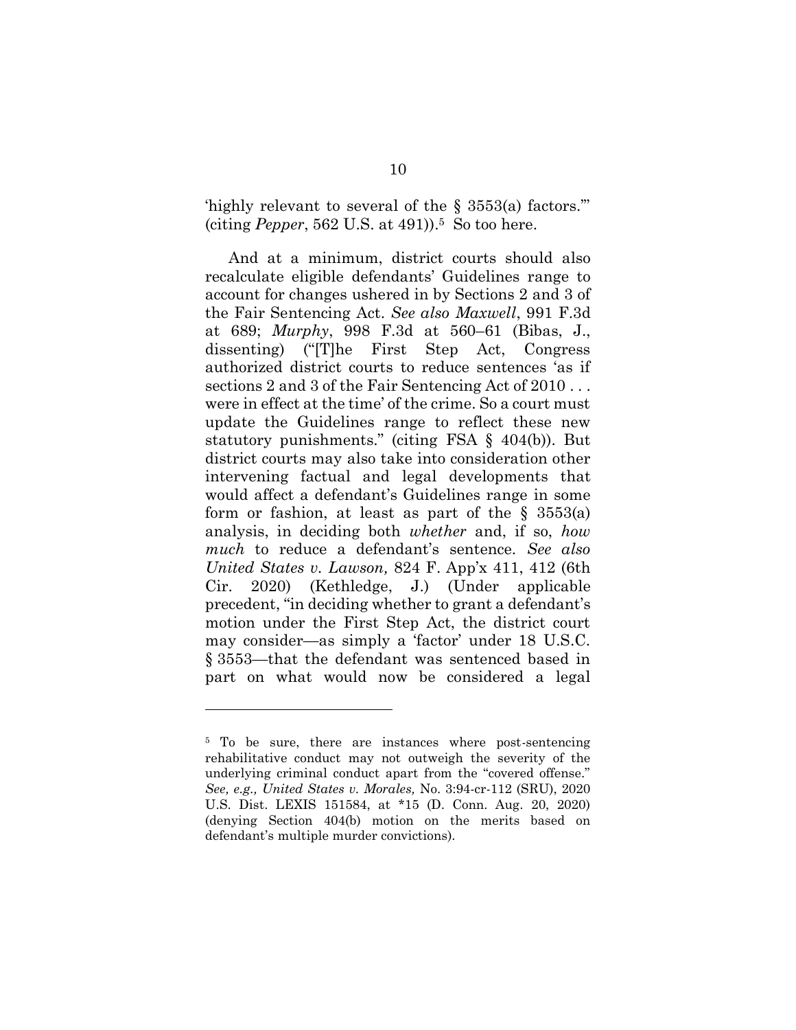'highly relevant to several of the § 3553(a) factors.'" (citing *Pepper*, 562 U.S. at 491)).[5] So too here.

And at a minimum, district courts should also recalculate eligible defendants' Guidelines range to account for changes ushered in by Sections 2 and 3 of the Fair Sentencing Act. *See also Maxwell*, 991 F.3d at 689; *Murphy*, 998 F.3d at 560–61 (Bibas, J., dissenting) ("[T]he First Step Act, Congress authorized district courts to reduce sentences 'as if sections 2 and 3 of the Fair Sentencing Act of 2010 . . . were in effect at the time' of the crime. So a court must update the Guidelines range to reflect these new statutory punishments." (citing FSA § 404(b)). But district courts may also take into consideration other intervening factual and legal developments that would affect a defendant's Guidelines range in some form or fashion, at least as part of the § 3553(a) analysis, in deciding both *whether* and, if so, *how much* to reduce a defendant's sentence. *See also United States v. Lawson,* 824 F. App'x 411, 412 (6th Cir. 2020) (Kethledge, J.) (Under applicable precedent, "in deciding whether to grant a defendant's motion under the First Step Act, the district court may consider—as simply a 'factor' under 18 U.S.C. § 3553—that the defendant was sentenced based in part on what would now be considered a legal

---

[5] To be sure, there are instances where post-sentencing rehabilitative conduct may not outweigh the severity of the underlying criminal conduct apart from the "covered offense." *See, e.g., United States v. Morales,* No. 3:94-cr-112 (SRU), 2020 U.S. Dist. LEXIS 151584, at *15 (D. Conn. Aug. 20, 2020) (denying Section 404(b) motion on the merits based on defendant's multiple murder convictions).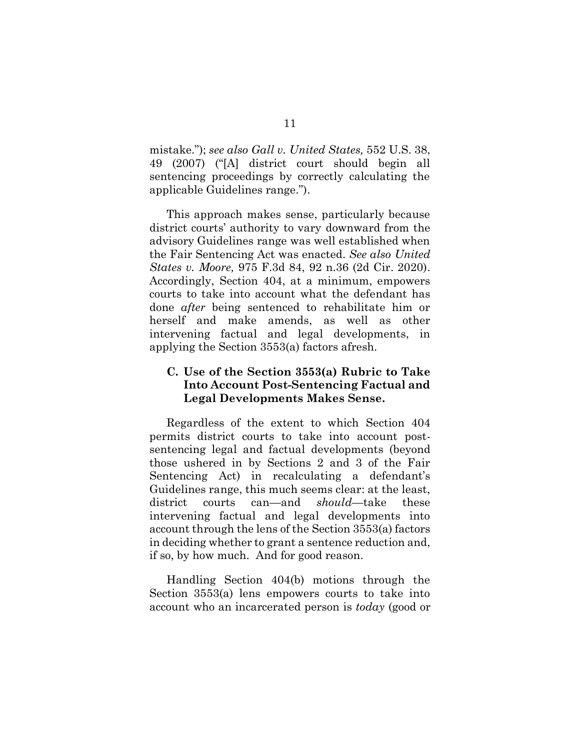mistake."); *see also Gall v. United States,* 552 U.S. 38, 49 (2007) ("[A] district court should begin all sentencing proceedings by correctly calculating the applicable Guidelines range.").

This approach makes sense, particularly because district courts' authority to vary downward from the advisory Guidelines range was well established when the Fair Sentencing Act was enacted. *See also United States v. Moore,* 975 F.3d 84, 92 n.36 (2d Cir. 2020). Accordingly, Section 404, at a minimum, empowers courts to take into account what the defendant has done *after* being sentenced to rehabilitate him or herself and make amends, as well as other intervening factual and legal developments, in applying the Section 3553(a) factors afresh.

### C. Use of the Section 3553(a) Rubric to Take Into Account Post-Sentencing Factual and Legal Developments Makes Sense.

Regardless of the extent to which Section 404 permits district courts to take into account post-sentencing legal and factual developments (beyond those ushered in by Sections 2 and 3 of the Fair Sentencing Act) in recalculating a defendant's Guidelines range, this much seems clear: at the least, district courts can—and *should*—take these intervening factual and legal developments into account through the lens of the Section 3553(a) factors in deciding whether to grant a sentence reduction and, if so, by how much. And for good reason.

Handling Section 404(b) motions through the Section 3553(a) lens empowers courts to take into account who an incarcerated person is *today* (good or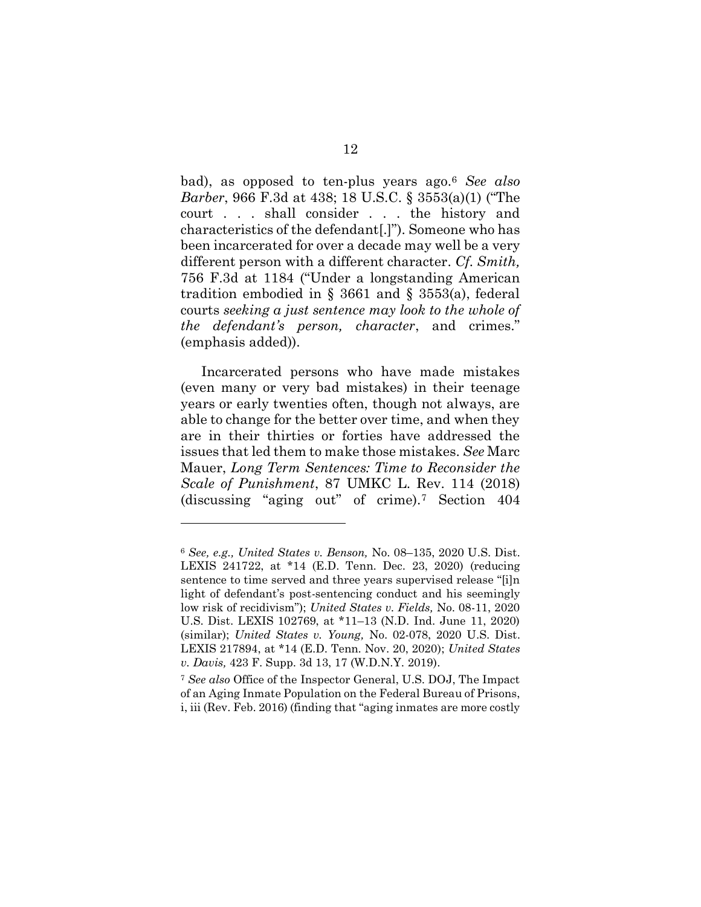bad), as opposed to ten-plus years ago.[6] *See also Barber*, 966 F.3d at 438; 18 U.S.C. § 3553(a)(1) ("The court . . . shall consider . . . the history and characteristics of the defendant[.]"). Someone who has been incarcerated for over a decade may well be a very different person with a different character. *Cf. Smith,* 756 F.3d at 1184 ("Under a longstanding American tradition embodied in § 3661 and § 3553(a), federal courts *seeking a just sentence may look to the whole of the defendant's person, character*, and crimes." (emphasis added)).

Incarcerated persons who have made mistakes (even many or very bad mistakes) in their teenage years or early twenties often, though not always, are able to change for the better over time, and when they are in their thirties or forties have addressed the issues that led them to make those mistakes. *See* Marc Mauer, *Long Term Sentences: Time to Reconsider the Scale of Punishment*, 87 UMKC L. Rev. 114 (2018) (discussing "aging out" of crime).[7] Section 404

---

[6] *See, e.g., United States v. Benson,* No. 08–135, 2020 U.S. Dist. LEXIS 241722, at *14 (E.D. Tenn. Dec. 23, 2020) (reducing sentence to time served and three years supervised release "[i]n light of defendant's post-sentencing conduct and his seemingly low risk of recidivism"); *United States v. Fields,* No. 08-11, 2020 U.S. Dist. LEXIS 102769, at *11–13 (N.D. Ind. June 11, 2020) (similar); *United States v. Young,* No. 02-078, 2020 U.S. Dist. LEXIS 217894, at *14 (E.D. Tenn. Nov. 20, 2020); *United States v. Davis,* 423 F. Supp. 3d 13, 17 (W.D.N.Y. 2019).

[7] *See also* Office of the Inspector General, U.S. DOJ, The Impact of an Aging Inmate Population on the Federal Bureau of Prisons, i, iii (Rev. Feb. 2016) (finding that "aging inmates are more costly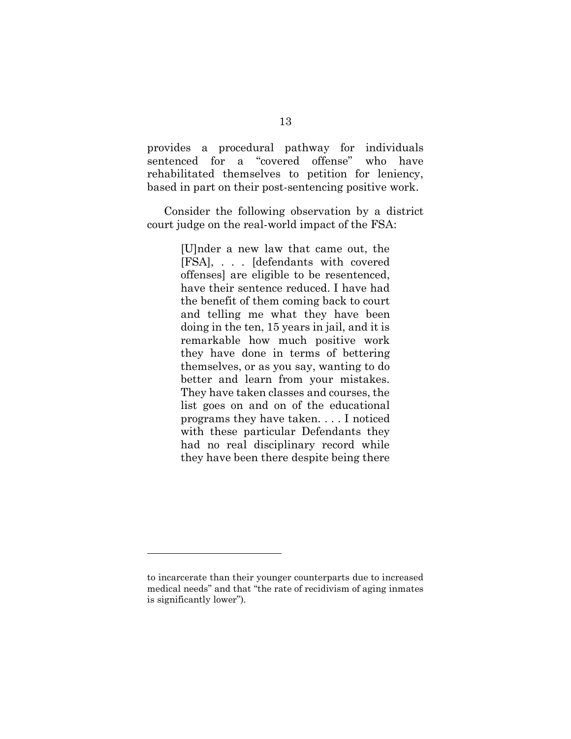provides a procedural pathway for individuals sentenced for a "covered offense" who have rehabilitated themselves to petition for leniency, based in part on their post-sentencing positive work.

Consider the following observation by a district court judge on the real-world impact of the FSA:

> [U]nder a new law that came out, the [FSA], . . . [defendants with covered offenses] are eligible to be resentenced, have their sentence reduced. I have had the benefit of them coming back to court and telling me what they have been doing in the ten, 15 years in jail, and it is remarkable how much positive work they have done in terms of bettering themselves, or as you say, wanting to do better and learn from your mistakes. They have taken classes and courses, the list goes on and on of the educational programs they have taken. . . . I noticed with these particular Defendants they had no real disciplinary record while they have been there despite being there

---

to incarcerate than their younger counterparts due to increased medical needs" and that "the rate of recidivism of aging inmates is significantly lower").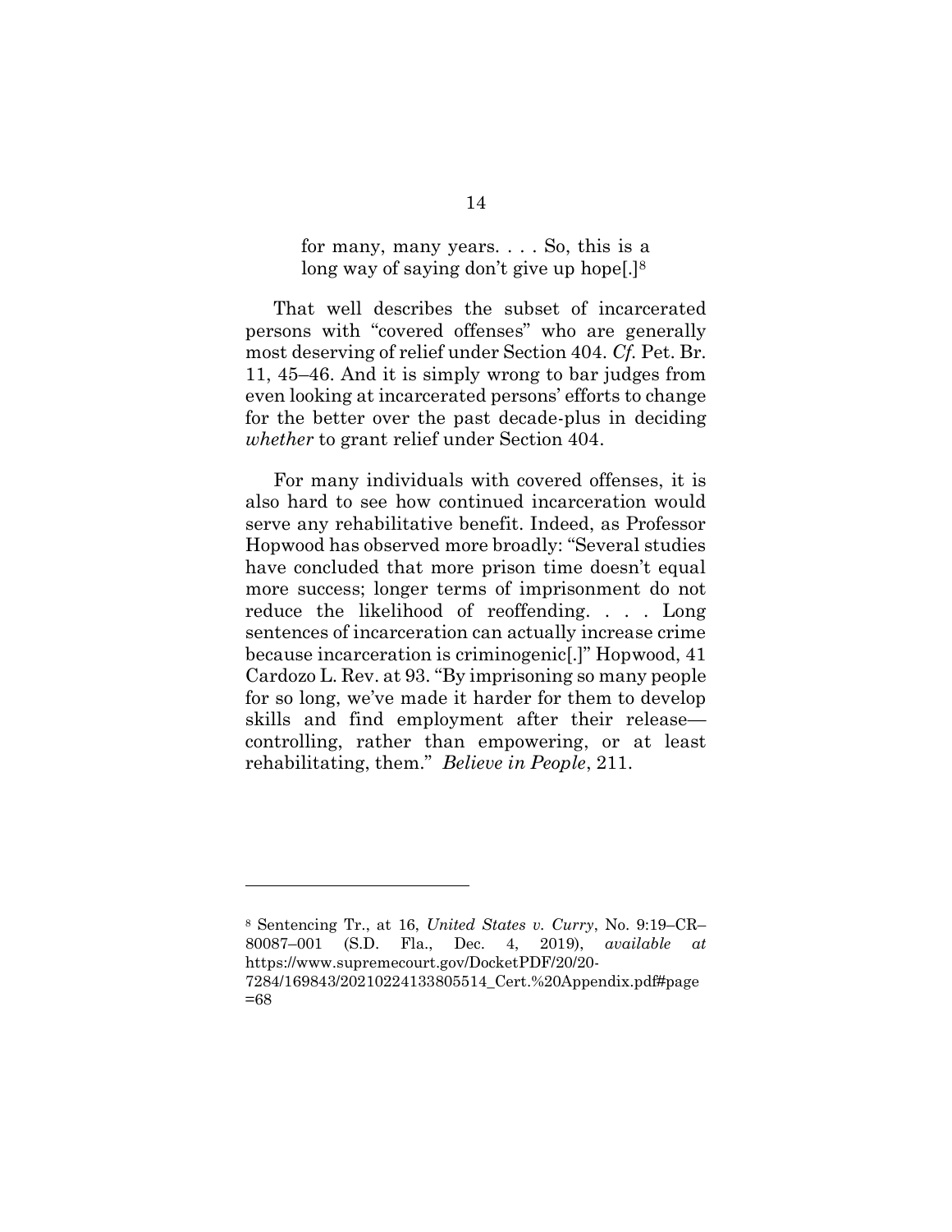> for many, many years. . . . So, this is a long way of saying don't give up hope[.][8]

That well describes the subset of incarcerated persons with "covered offenses" who are generally most deserving of relief under Section 404. *Cf.* Pet. Br. 11, 45–46. And it is simply wrong to bar judges from even looking at incarcerated persons' efforts to change for the better over the past decade-plus in deciding *whether* to grant relief under Section 404.

For many individuals with covered offenses, it is also hard to see how continued incarceration would serve any rehabilitative benefit. Indeed, as Professor Hopwood has observed more broadly: "Several studies have concluded that more prison time doesn't equal more success; longer terms of imprisonment do not reduce the likelihood of reoffending. . . . Long sentences of incarceration can actually increase crime because incarceration is criminogenic[.]" Hopwood, 41 Cardozo L. Rev. at 93. "By imprisoning so many people for so long, we've made it harder for them to develop skills and find employment after their release—controlling, rather than empowering, or at least rehabilitating, them." *Believe in People*, 211.

---

[8] Sentencing Tr., at 16, *United States v. Curry*, No. 9:19–CR–80087–001 (S.D. Fla., Dec. 4, 2019), *available at* https://www.supremecourt.gov/DocketPDF/20/20-7284/169843/20210224133805514_Cert.%20Appendix.pdf#page=68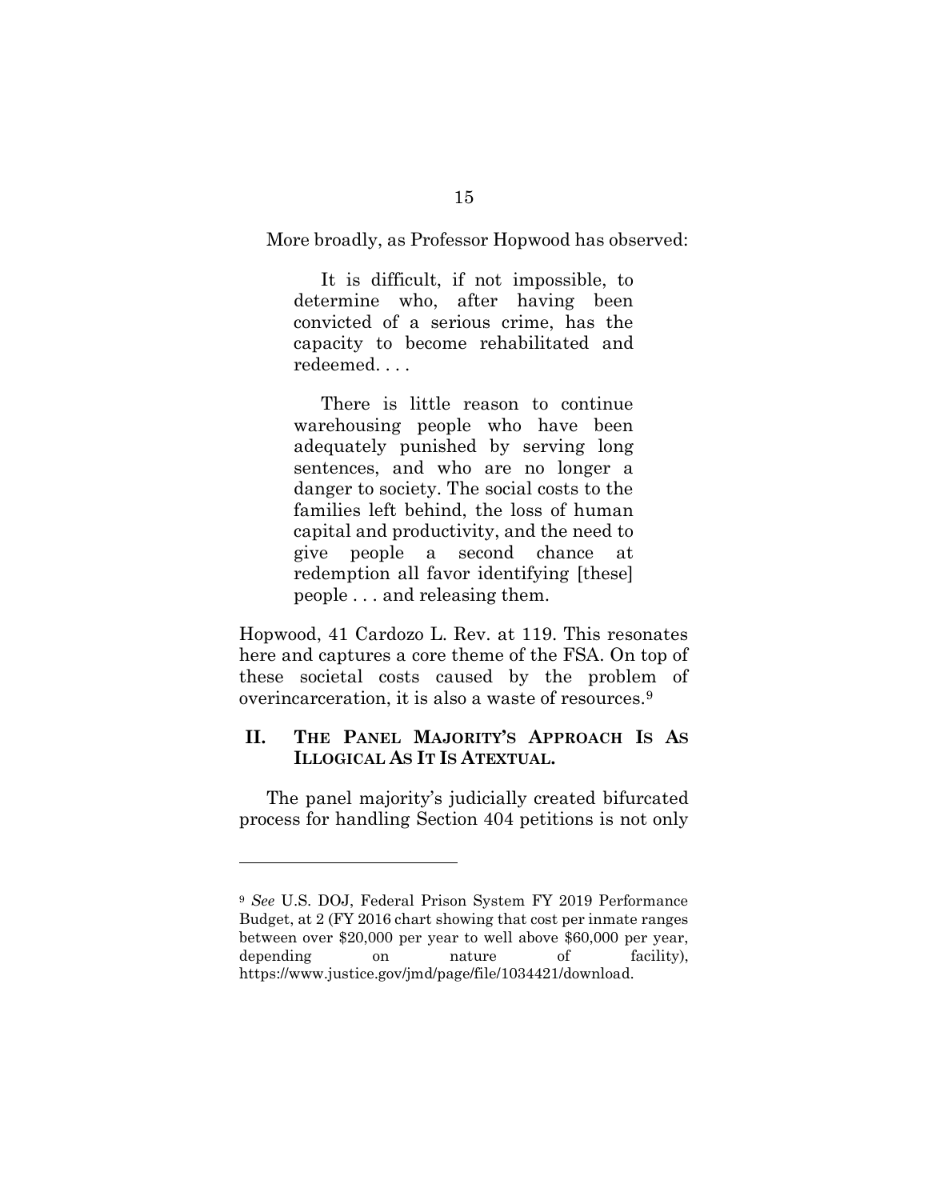More broadly, as Professor Hopwood has observed:

> It is difficult, if not impossible, to determine who, after having been convicted of a serious crime, has the capacity to become rehabilitated and redeemed. . . .
>
> There is little reason to continue warehousing people who have been adequately punished by serving long sentences, and who are no longer a danger to society. The social costs to the families left behind, the loss of human capital and productivity, and the need to give people a second chance at redemption all favor identifying [these] people . . . and releasing them.

Hopwood, 41 Cardozo L. Rev. at 119. This resonates here and captures a core theme of the FSA. On top of these societal costs caused by the problem of overincarceration, it is also a waste of resources.[9]

## II. THE PANEL MAJORITY'S APPROACH IS AS ILLOGICAL AS IT IS ATEXTUAL.

The panel majority's judicially created bifurcated process for handling Section 404 petitions is not only

---

[9] *See* U.S. DOJ, Federal Prison System FY 2019 Performance Budget, at 2 (FY 2016 chart showing that cost per inmate ranges between over $20,000 per year to well above $60,000 per year, depending on nature of facility), https://www.justice.gov/jmd/page/file/1034421/download.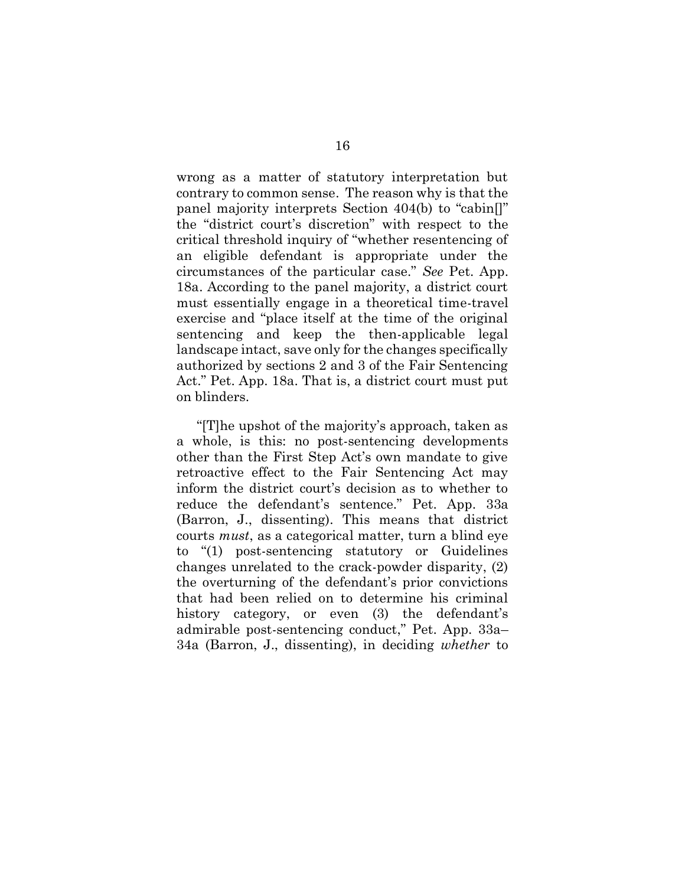wrong as a matter of statutory interpretation but contrary to common sense. The reason why is that the panel majority interprets Section 404(b) to "cabin[]" the "district court's discretion" with respect to the critical threshold inquiry of "whether resentencing of an eligible defendant is appropriate under the circumstances of the particular case." *See* Pet. App. 18a. According to the panel majority, a district court must essentially engage in a theoretical time-travel exercise and "place itself at the time of the original sentencing and keep the then-applicable legal landscape intact, save only for the changes specifically authorized by sections 2 and 3 of the Fair Sentencing Act." Pet. App. 18a. That is, a district court must put on blinders.

"[T]he upshot of the majority's approach, taken as a whole, is this: no post-sentencing developments other than the First Step Act's own mandate to give retroactive effect to the Fair Sentencing Act may inform the district court's decision as to whether to reduce the defendant's sentence." Pet. App. 33a (Barron, J., dissenting). This means that district courts *must*, as a categorical matter, turn a blind eye to "(1) post-sentencing statutory or Guidelines changes unrelated to the crack-powder disparity, (2) the overturning of the defendant's prior convictions that had been relied on to determine his criminal history category, or even (3) the defendant's admirable post-sentencing conduct," Pet. App. 33a–34a (Barron, J., dissenting), in deciding *whether* to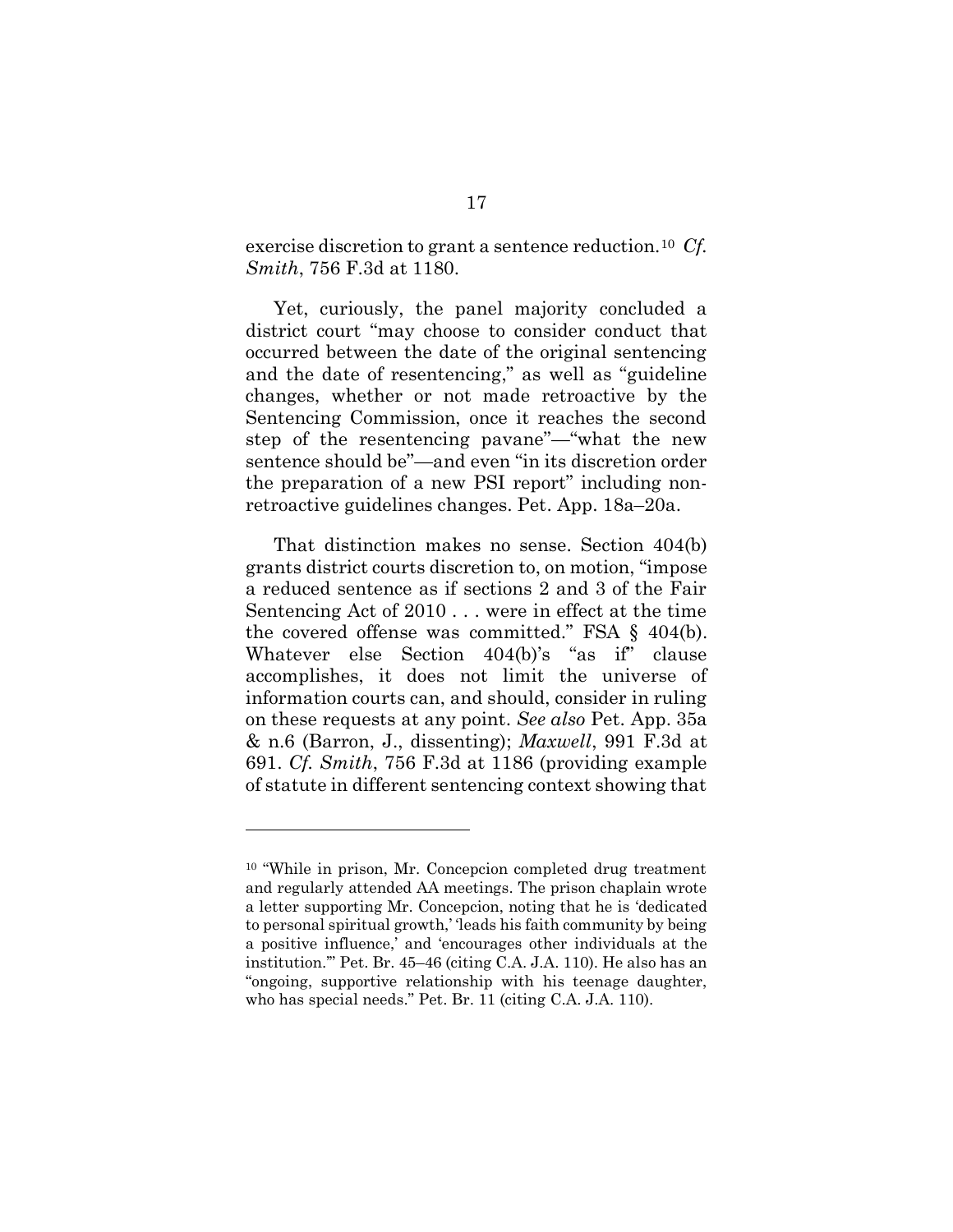exercise discretion to grant a sentence reduction.[10] *Cf. Smith*, 756 F.3d at 1180.

Yet, curiously, the panel majority concluded a district court "may choose to consider conduct that occurred between the date of the original sentencing and the date of resentencing," as well as "guideline changes, whether or not made retroactive by the Sentencing Commission, once it reaches the second step of the resentencing pavane"—"what the new sentence should be"—and even "in its discretion order the preparation of a new PSI report" including non-retroactive guidelines changes. Pet. App. 18a–20a.

That distinction makes no sense. Section 404(b) grants district courts discretion to, on motion, "impose a reduced sentence as if sections 2 and 3 of the Fair Sentencing Act of 2010 . . . were in effect at the time the covered offense was committed." FSA § 404(b). Whatever else Section 404(b)'s "as if" clause accomplishes, it does not limit the universe of information courts can, and should, consider in ruling on these requests at any point. *See also* Pet. App. 35a & n.6 (Barron, J., dissenting); *Maxwell*, 991 F.3d at 691. *Cf. Smith*, 756 F.3d at 1186 (providing example of statute in different sentencing context showing that

---

[10] "While in prison, Mr. Concepcion completed drug treatment and regularly attended AA meetings. The prison chaplain wrote a letter supporting Mr. Concepcion, noting that he is 'dedicated to personal spiritual growth,' 'leads his faith community by being a positive influence,' and 'encourages other individuals at the institution.'" Pet. Br. 45–46 (citing C.A. J.A. 110). He also has an "ongoing, supportive relationship with his teenage daughter, who has special needs." Pet. Br. 11 (citing C.A. J.A. 110).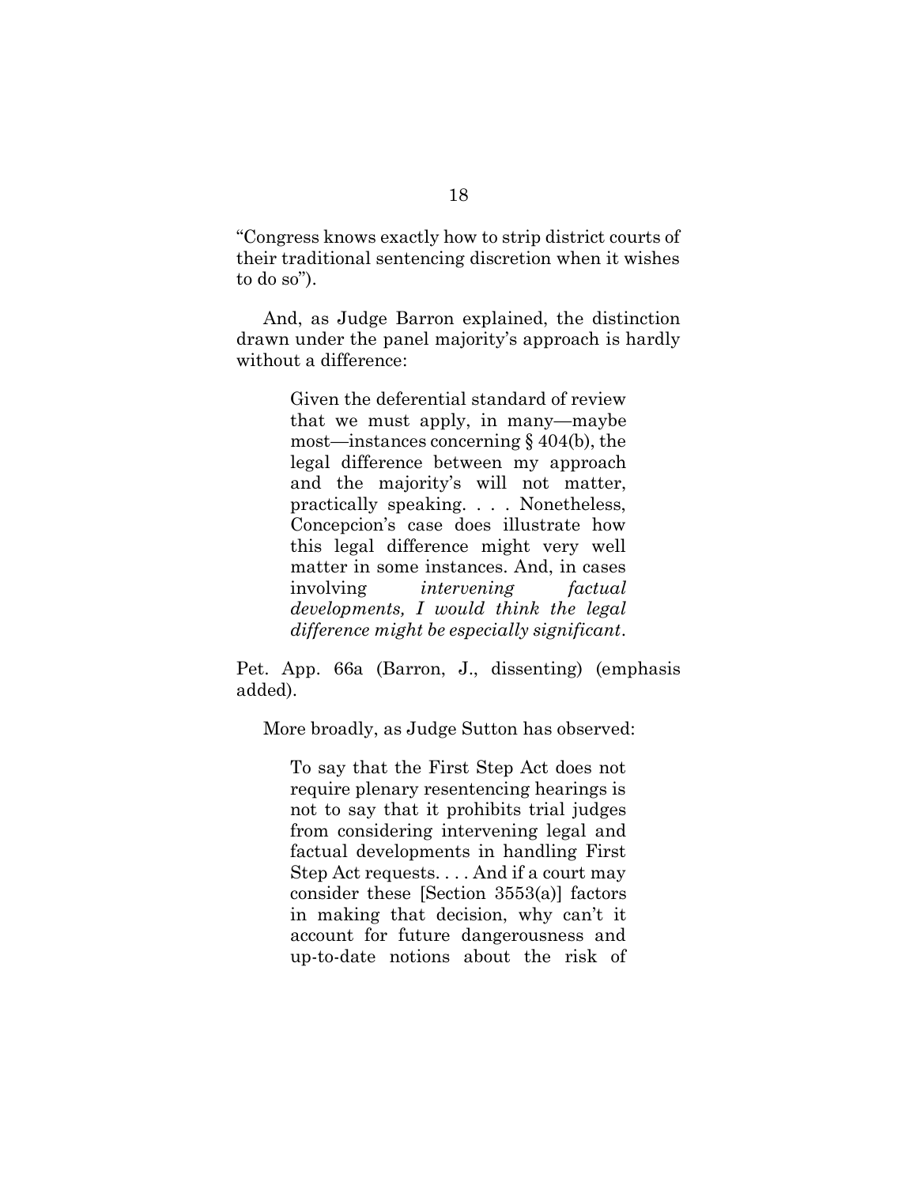"Congress knows exactly how to strip district courts of their traditional sentencing discretion when it wishes to do so").

And, as Judge Barron explained, the distinction drawn under the panel majority's approach is hardly without a difference:

> Given the deferential standard of review that we must apply, in many—maybe most—instances concerning § 404(b), the legal difference between my approach and the majority's will not matter, practically speaking. . . . Nonetheless, Concepcion's case does illustrate how this legal difference might very well matter in some instances. And, in cases involving *intervening factual developments, I would think the legal difference might be especially significant*.

Pet. App. 66a (Barron, J., dissenting) (emphasis added).

More broadly, as Judge Sutton has observed:

> To say that the First Step Act does not require plenary resentencing hearings is not to say that it prohibits trial judges from considering intervening legal and factual developments in handling First Step Act requests. . . . And if a court may consider these [Section 3553(a)] factors in making that decision, why can't it account for future dangerousness and up-to-date notions about the risk of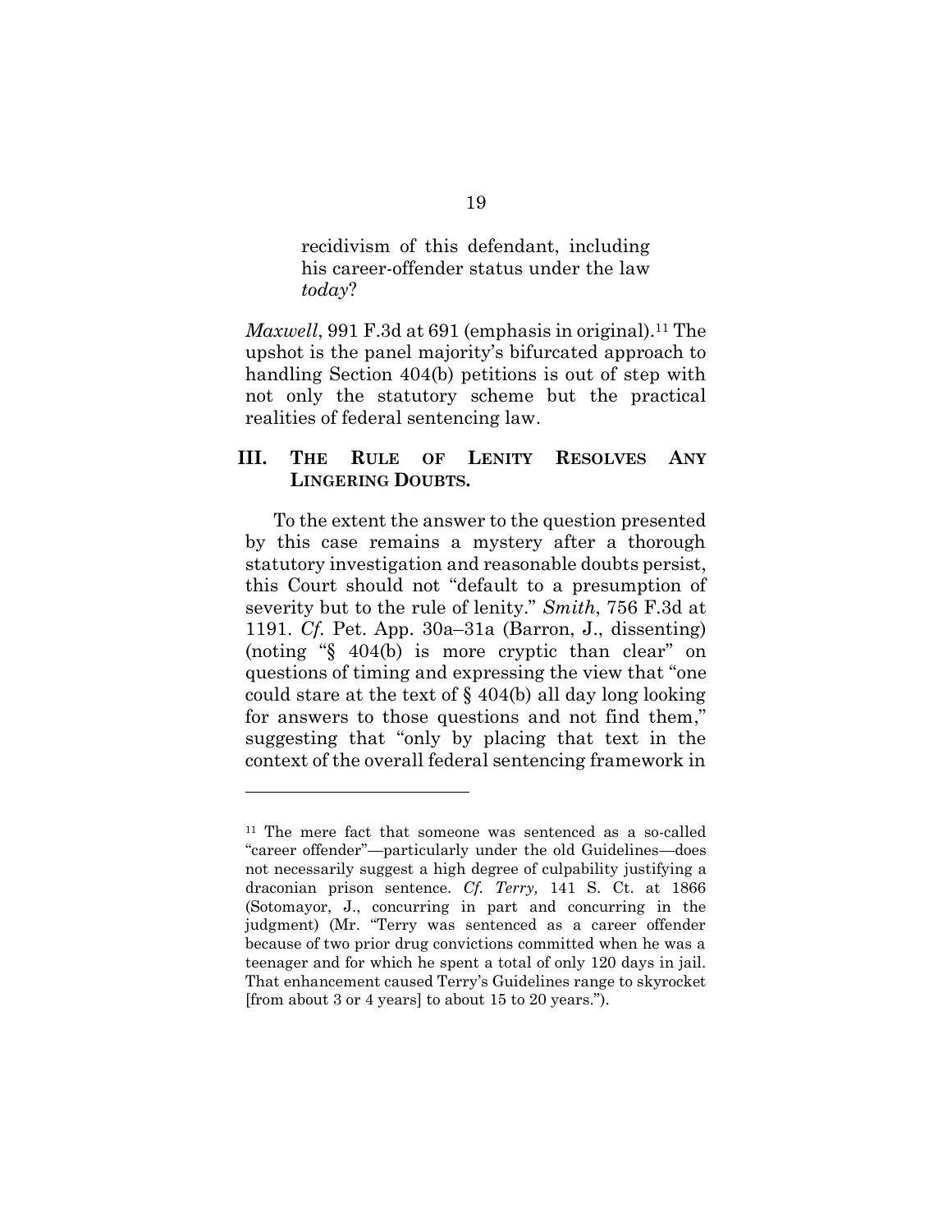> recidivism of this defendant, including his career-offender status under the law *today*?

*Maxwell*, 991 F.3d at 691 (emphasis in original).[11] The upshot is the panel majority's bifurcated approach to handling Section 404(b) petitions is out of step with not only the statutory scheme but the practical realities of federal sentencing law.

## III. THE RULE OF LENITY RESOLVES ANY LINGERING DOUBTS.

To the extent the answer to the question presented by this case remains a mystery after a thorough statutory investigation and reasonable doubts persist, this Court should not "default to a presumption of severity but to the rule of lenity." *Smith*, 756 F.3d at 1191. *Cf.* Pet. App. 30a–31a (Barron, J., dissenting) (noting "§ 404(b) is more cryptic than clear" on questions of timing and expressing the view that "one could stare at the text of § 404(b) all day long looking for answers to those questions and not find them," suggesting that "only by placing that text in the context of the overall federal sentencing framework in

---

[11] The mere fact that someone was sentenced as a so-called "career offender"—particularly under the old Guidelines—does not necessarily suggest a high degree of culpability justifying a draconian prison sentence. *Cf. Terry,* 141 S. Ct. at 1866 (Sotomayor, J., concurring in part and concurring in the judgment) (Mr. "Terry was sentenced as a career offender because of two prior drug convictions committed when he was a teenager and for which he spent a total of only 120 days in jail. That enhancement caused Terry's Guidelines range to skyrocket [from about 3 or 4 years] to about 15 to 20 years.").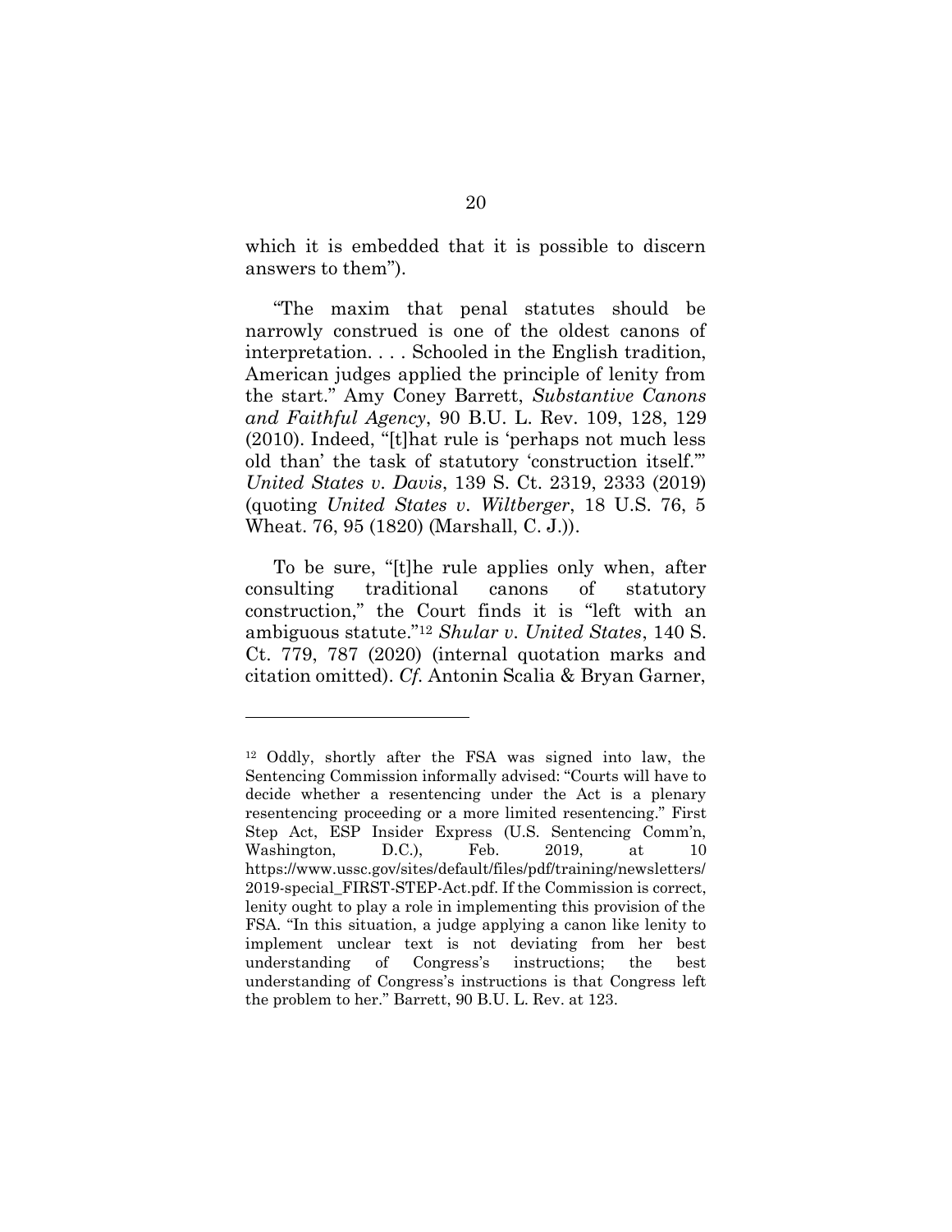which it is embedded that it is possible to discern answers to them").

"The maxim that penal statutes should be narrowly construed is one of the oldest canons of interpretation. . . . Schooled in the English tradition, American judges applied the principle of lenity from the start." Amy Coney Barrett, *Substantive Canons and Faithful Agency*, 90 B.U. L. Rev. 109, 128, 129 (2010). Indeed, "[t]hat rule is 'perhaps not much less old than' the task of statutory 'construction itself.'" *United States v. Davis*, 139 S. Ct. 2319, 2333 (2019) (quoting *United States v. Wiltberger*, 18 U.S. 76, 5 Wheat. 76, 95 (1820) (Marshall, C. J.)).

To be sure, "[t]he rule applies only when, after consulting traditional canons of statutory construction," the Court finds it is "left with an ambiguous statute."[12] *Shular v. United States*, 140 S. Ct. 779, 787 (2020) (internal quotation marks and citation omitted). *Cf.* Antonin Scalia & Bryan Garner,

---

[12] Oddly, shortly after the FSA was signed into law, the Sentencing Commission informally advised: "Courts will have to decide whether a resentencing under the Act is a plenary resentencing proceeding or a more limited resentencing." First Step Act, ESP Insider Express (U.S. Sentencing Comm'n, Washington, D.C.), Feb. 2019, at 10 https://www.ussc.gov/sites/default/files/pdf/training/newsletters/2019-special_FIRST-STEP-Act.pdf. If the Commission is correct, lenity ought to play a role in implementing this provision of the FSA. "In this situation, a judge applying a canon like lenity to implement unclear text is not deviating from her best understanding of Congress's instructions; the best understanding of Congress's instructions is that Congress left the problem to her." Barrett, 90 B.U. L. Rev. at 123.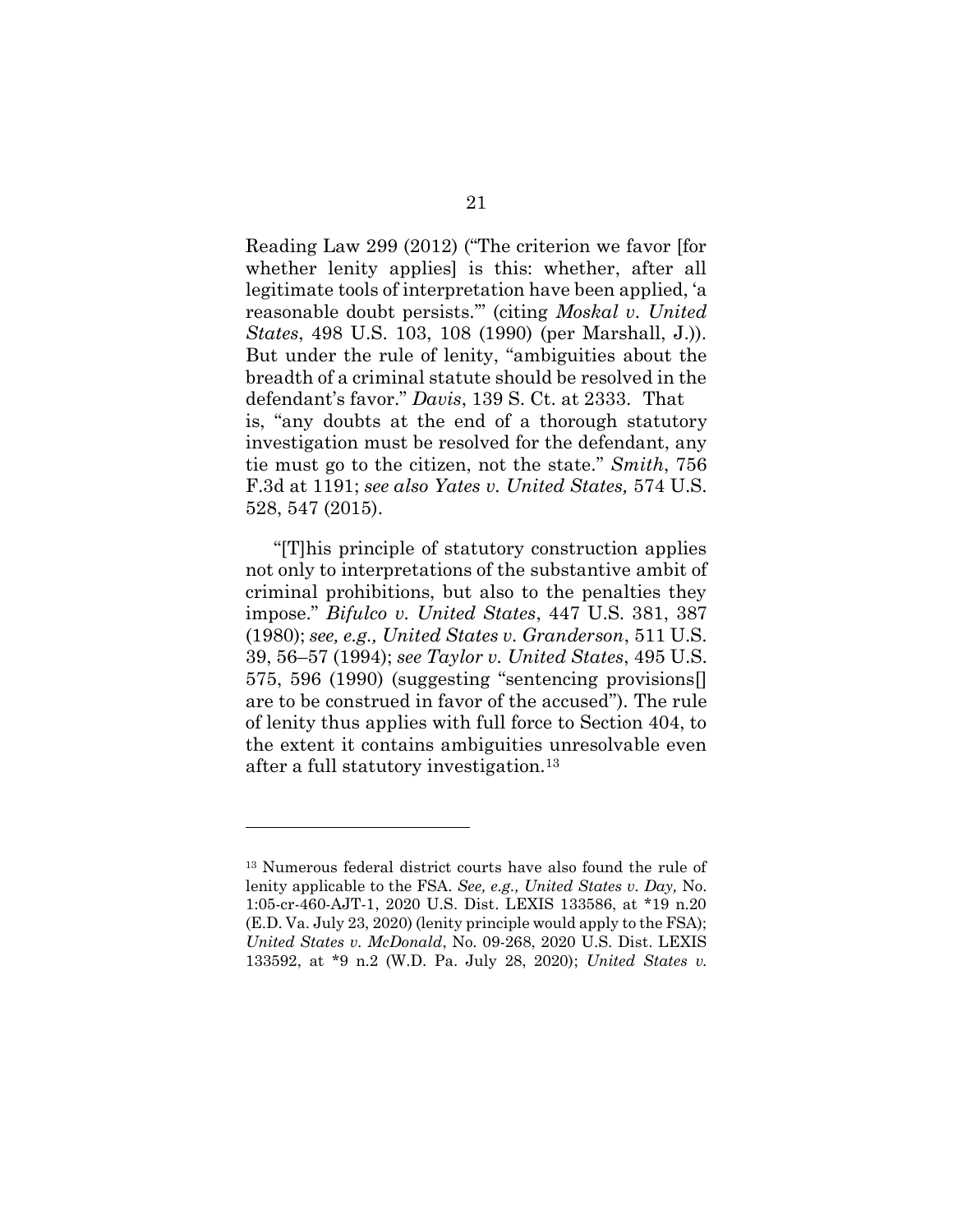Reading Law 299 (2012) ("The criterion we favor [for whether lenity applies] is this: whether, after all legitimate tools of interpretation have been applied, 'a reasonable doubt persists.'" (citing *Moskal v. United States*, 498 U.S. 103, 108 (1990) (per Marshall, J.)). But under the rule of lenity, "ambiguities about the breadth of a criminal statute should be resolved in the defendant's favor." *Davis*, 139 S. Ct. at 2333. That is, "any doubts at the end of a thorough statutory investigation must be resolved for the defendant, any tie must go to the citizen, not the state." *Smith*, 756 F.3d at 1191; *see also Yates v. United States,* 574 U.S. 528, 547 (2015).

"[T]his principle of statutory construction applies not only to interpretations of the substantive ambit of criminal prohibitions, but also to the penalties they impose." *Bifulco v. United States*, 447 U.S. 381, 387 (1980); *see, e.g., United States v. Granderson*, 511 U.S. 39, 56–57 (1994); *see Taylor v. United States*, 495 U.S. 575, 596 (1990) (suggesting "sentencing provisions[] are to be construed in favor of the accused"). The rule of lenity thus applies with full force to Section 404, to the extent it contains ambiguities unresolvable even after a full statutory investigation.[13]

---

[13] Numerous federal district courts have also found the rule of lenity applicable to the FSA. *See, e.g., United States v. Day,* No. 1:05-cr-460-AJT-1, 2020 U.S. Dist. LEXIS 133586, at *19 n.20 (E.D. Va. July 23, 2020) (lenity principle would apply to the FSA); *United States v. McDonald*, No. 09-268, 2020 U.S. Dist. LEXIS 133592, at *9 n.2 (W.D. Pa. July 28, 2020); *United States v.*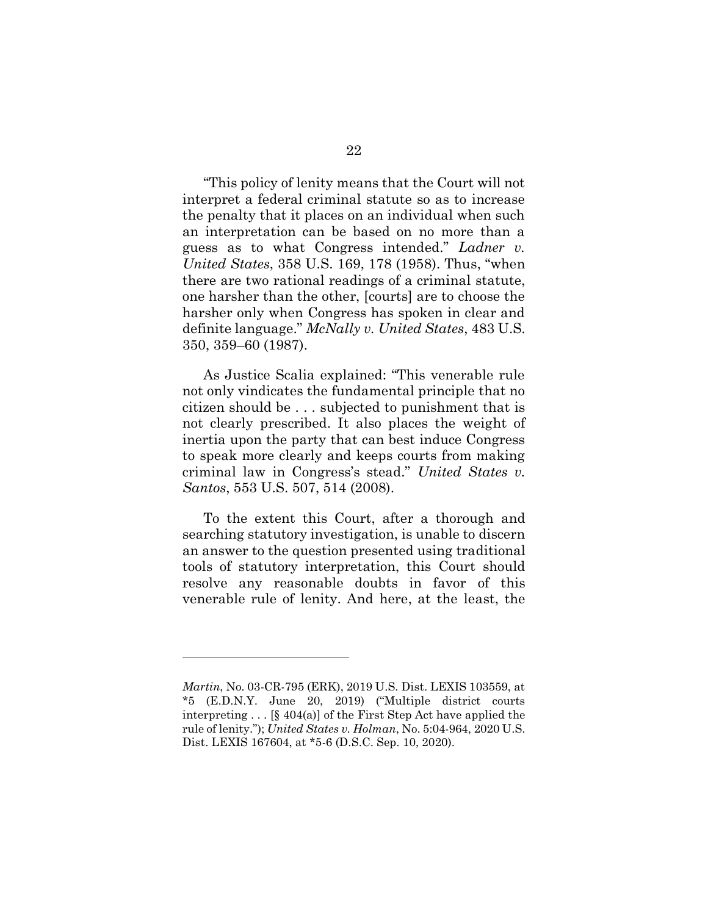"This policy of lenity means that the Court will not interpret a federal criminal statute so as to increase the penalty that it places on an individual when such an interpretation can be based on no more than a guess as to what Congress intended." *Ladner v. United States*, 358 U.S. 169, 178 (1958). Thus, "when there are two rational readings of a criminal statute, one harsher than the other, [courts] are to choose the harsher only when Congress has spoken in clear and definite language." *McNally v. United States*, 483 U.S. 350, 359–60 (1987).

As Justice Scalia explained: "This venerable rule not only vindicates the fundamental principle that no citizen should be . . . subjected to punishment that is not clearly prescribed. It also places the weight of inertia upon the party that can best induce Congress to speak more clearly and keeps courts from making criminal law in Congress's stead." *United States v. Santos*, 553 U.S. 507, 514 (2008).

To the extent this Court, after a thorough and searching statutory investigation, is unable to discern an answer to the question presented using traditional tools of statutory interpretation, this Court should resolve any reasonable doubts in favor of this venerable rule of lenity. And here, at the least, the

---

*Martin*, No. 03-CR-795 (ERK), 2019 U.S. Dist. LEXIS 103559, at *5 (E.D.N.Y. June 20, 2019) ("Multiple district courts interpreting . . . [§ 404(a)] of the First Step Act have applied the rule of lenity."); *United States v. Holman*, No. 5:04-964, 2020 U.S. Dist. LEXIS 167604, at *5-6 (D.S.C. Sep. 10, 2020).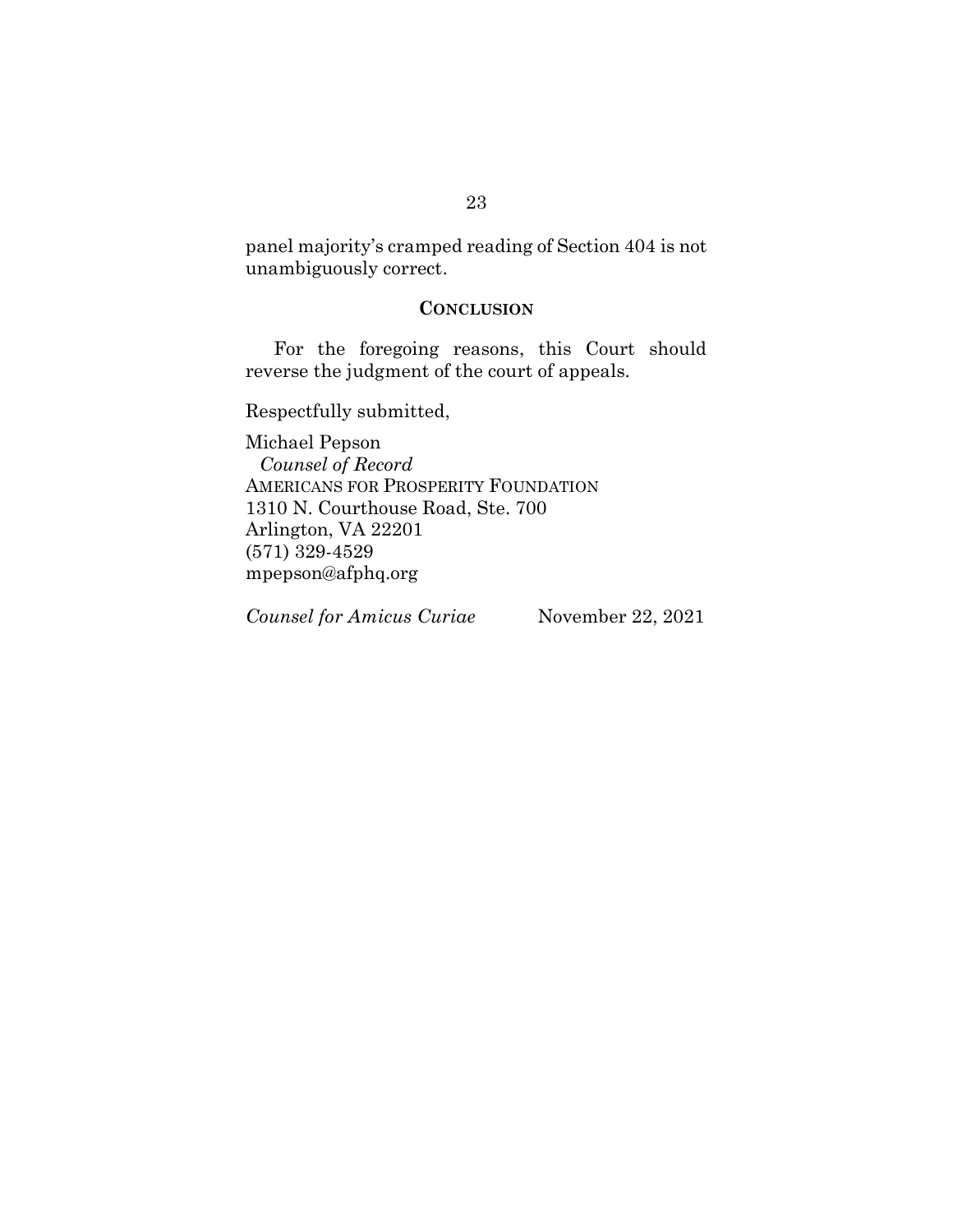panel majority's cramped reading of Section 404 is not unambiguously correct.

## CONCLUSION

For the foregoing reasons, this Court should reverse the judgment of the court of appeals.

Respectfully submitted,

Michael Pepson
*Counsel of Record*
AMERICANS FOR PROSPERITY FOUNDATION
1310 N. Courthouse Road, Ste. 700
Arlington, VA 22201
(571) 329-4529
mpepson@afphq.org

*Counsel for Amicus Curiae* November 22, 2021